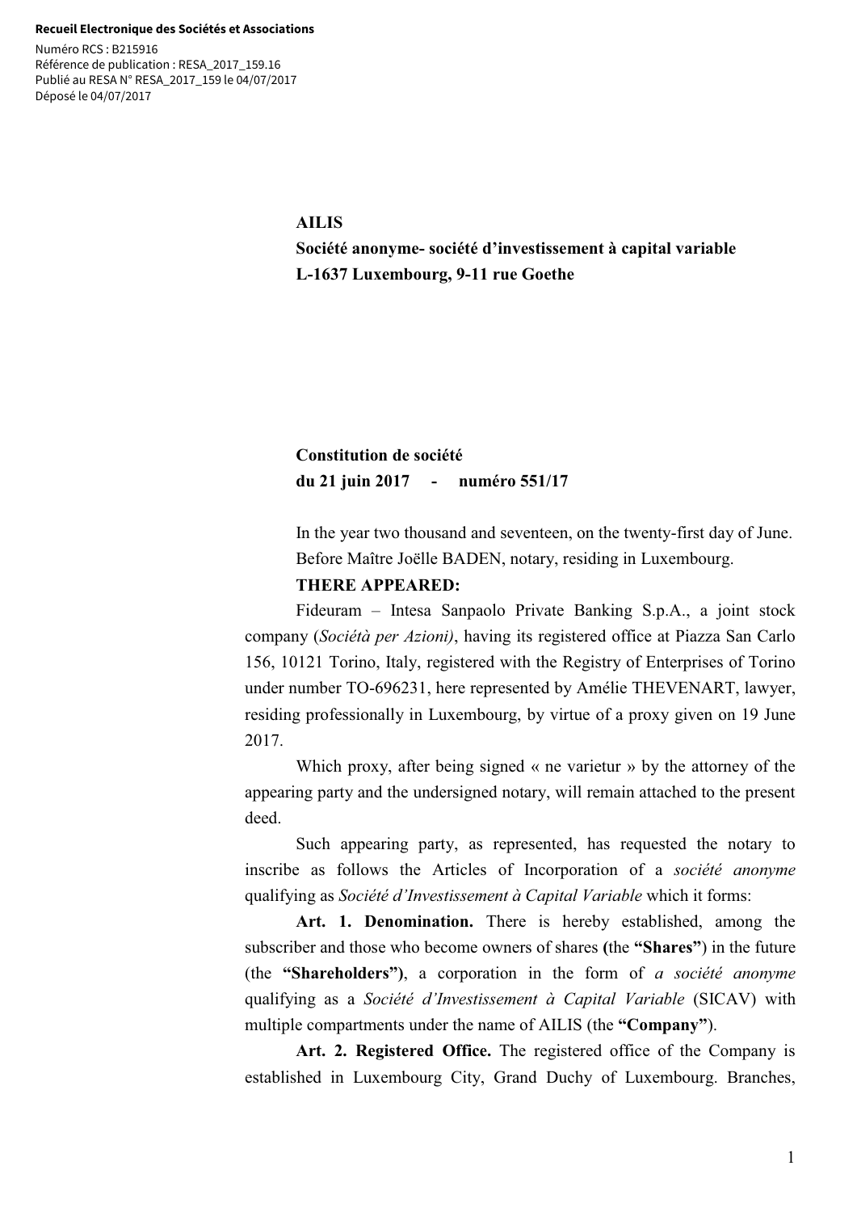**Recueil Electronique des Sociétés et Associations**

Numéro RCS : B215916
Référence de publication : RESA_2017_159.16
Publié au RESA N° RESA_2017_159 le 04/07/2017
Déposé le 04/07/2017

**AILIS**
**Société anonyme- société d'investissement à capital variable**
**L-1637 Luxembourg, 9-11 rue Goethe**

**Constitution de société**
**du 21 juin 2017 - numéro 551/17**

In the year two thousand and seventeen, on the twenty-first day of June.
Before Maître Joëlle BADEN, notary, residing in Luxembourg.

**THERE APPEARED:**

Fideuram – Intesa Sanpaolo Private Banking S.p.A., a joint stock company (*Società per Azioni)*, having its registered office at Piazza San Carlo 156, 10121 Torino, Italy, registered with the Registry of Enterprises of Torino under number TO-696231, here represented by Amélie THEVENART, lawyer, residing professionally in Luxembourg, by virtue of a proxy given on 19 June 2017.

Which proxy, after being signed « ne varietur » by the attorney of the appearing party and the undersigned notary, will remain attached to the present deed.

Such appearing party, as represented, has requested the notary to inscribe as follows the Articles of Incorporation of a *société anonyme* qualifying as *Société d'Investissement à Capital Variable* which it forms:

**Art. 1. Denomination.** There is hereby established, among the subscriber and those who become owners of shares **(**the **"Shares"**) in the future (the **"Shareholders")**, a corporation in the form of *a société anonyme* qualifying as a *Société d'Investissement à Capital Variable* (SICAV) with multiple compartments under the name of AILIS (the **"Company"**).

**Art. 2. Registered Office.** The registered office of the Company is established in Luxembourg City, Grand Duchy of Luxembourg. Branches,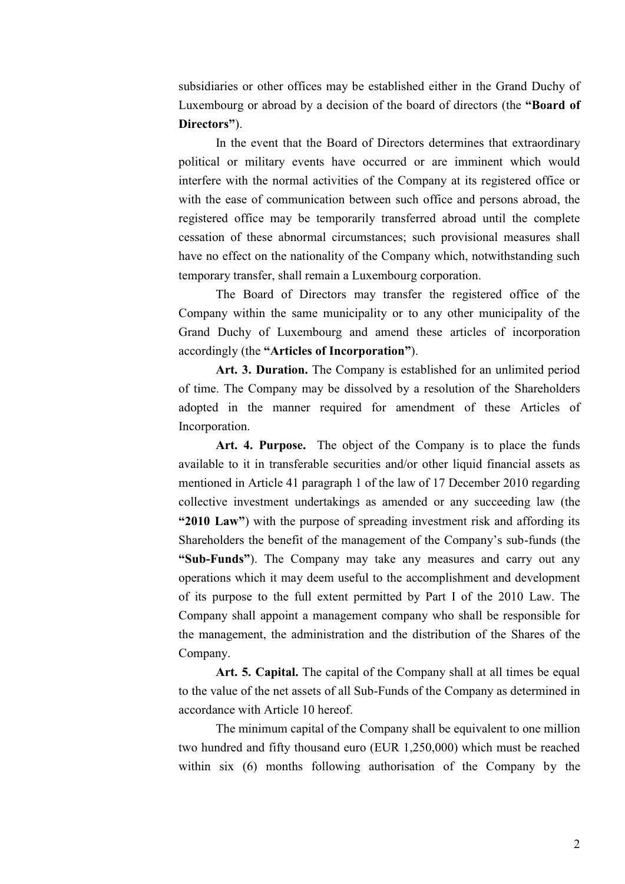subsidiaries or other offices may be established either in the Grand Duchy of Luxembourg or abroad by a decision of the board of directors (the **"Board of Directors"**).

In the event that the Board of Directors determines that extraordinary political or military events have occurred or are imminent which would interfere with the normal activities of the Company at its registered office or with the ease of communication between such office and persons abroad, the registered office may be temporarily transferred abroad until the complete cessation of these abnormal circumstances; such provisional measures shall have no effect on the nationality of the Company which, notwithstanding such temporary transfer, shall remain a Luxembourg corporation.

The Board of Directors may transfer the registered office of the Company within the same municipality or to any other municipality of the Grand Duchy of Luxembourg and amend these articles of incorporation accordingly (the **"Articles of Incorporation"**).

**Art. 3. Duration.** The Company is established for an unlimited period of time. The Company may be dissolved by a resolution of the Shareholders adopted in the manner required for amendment of these Articles of Incorporation.

**Art. 4. Purpose.** The object of the Company is to place the funds available to it in transferable securities and/or other liquid financial assets as mentioned in Article 41 paragraph 1 of the law of 17 December 2010 regarding collective investment undertakings as amended or any succeeding law (the **"2010 Law"**) with the purpose of spreading investment risk and affording its Shareholders the benefit of the management of the Company's sub-funds (the **"Sub-Funds"**). The Company may take any measures and carry out any operations which it may deem useful to the accomplishment and development of its purpose to the full extent permitted by Part I of the 2010 Law. The Company shall appoint a management company who shall be responsible for the management, the administration and the distribution of the Shares of the Company.

**Art. 5. Capital.** The capital of the Company shall at all times be equal to the value of the net assets of all Sub-Funds of the Company as determined in accordance with Article 10 hereof.

The minimum capital of the Company shall be equivalent to one million two hundred and fifty thousand euro (EUR 1,250,000) which must be reached within six (6) months following authorisation of the Company by the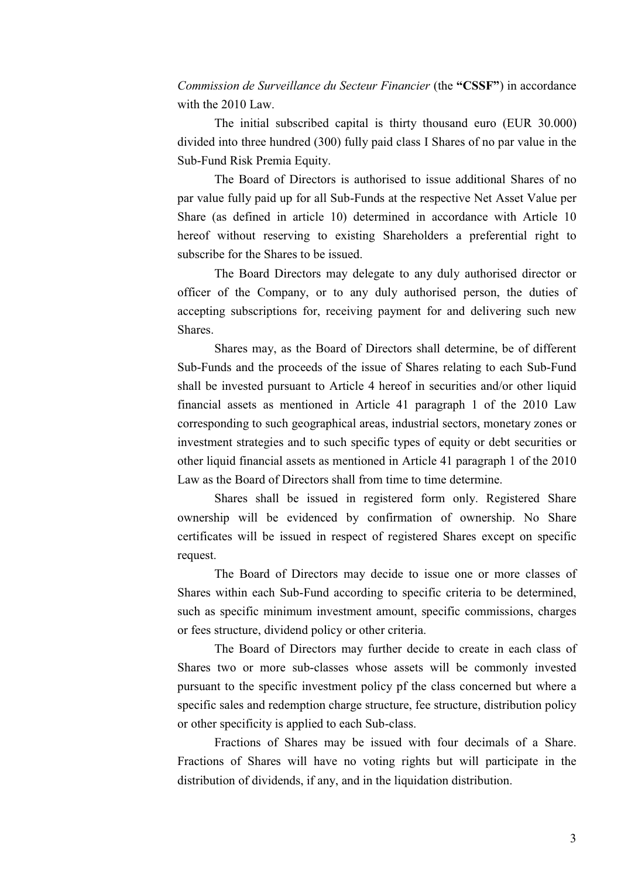*Commission de Surveillance du Secteur Financier* (the **"CSSF"**) in accordance with the 2010 Law.

The initial subscribed capital is thirty thousand euro (EUR 30.000) divided into three hundred (300) fully paid class I Shares of no par value in the Sub-Fund Risk Premia Equity.

The Board of Directors is authorised to issue additional Shares of no par value fully paid up for all Sub-Funds at the respective Net Asset Value per Share (as defined in article 10) determined in accordance with Article 10 hereof without reserving to existing Shareholders a preferential right to subscribe for the Shares to be issued.

The Board Directors may delegate to any duly authorised director or officer of the Company, or to any duly authorised person, the duties of accepting subscriptions for, receiving payment for and delivering such new Shares.

Shares may, as the Board of Directors shall determine, be of different Sub-Funds and the proceeds of the issue of Shares relating to each Sub-Fund shall be invested pursuant to Article 4 hereof in securities and/or other liquid financial assets as mentioned in Article 41 paragraph 1 of the 2010 Law corresponding to such geographical areas, industrial sectors, monetary zones or investment strategies and to such specific types of equity or debt securities or other liquid financial assets as mentioned in Article 41 paragraph 1 of the 2010 Law as the Board of Directors shall from time to time determine.

Shares shall be issued in registered form only. Registered Share ownership will be evidenced by confirmation of ownership. No Share certificates will be issued in respect of registered Shares except on specific request.

The Board of Directors may decide to issue one or more classes of Shares within each Sub-Fund according to specific criteria to be determined, such as specific minimum investment amount, specific commissions, charges or fees structure, dividend policy or other criteria.

The Board of Directors may further decide to create in each class of Shares two or more sub-classes whose assets will be commonly invested pursuant to the specific investment policy pf the class concerned but where a specific sales and redemption charge structure, fee structure, distribution policy or other specificity is applied to each Sub-class.

Fractions of Shares may be issued with four decimals of a Share. Fractions of Shares will have no voting rights but will participate in the distribution of dividends, if any, and in the liquidation distribution.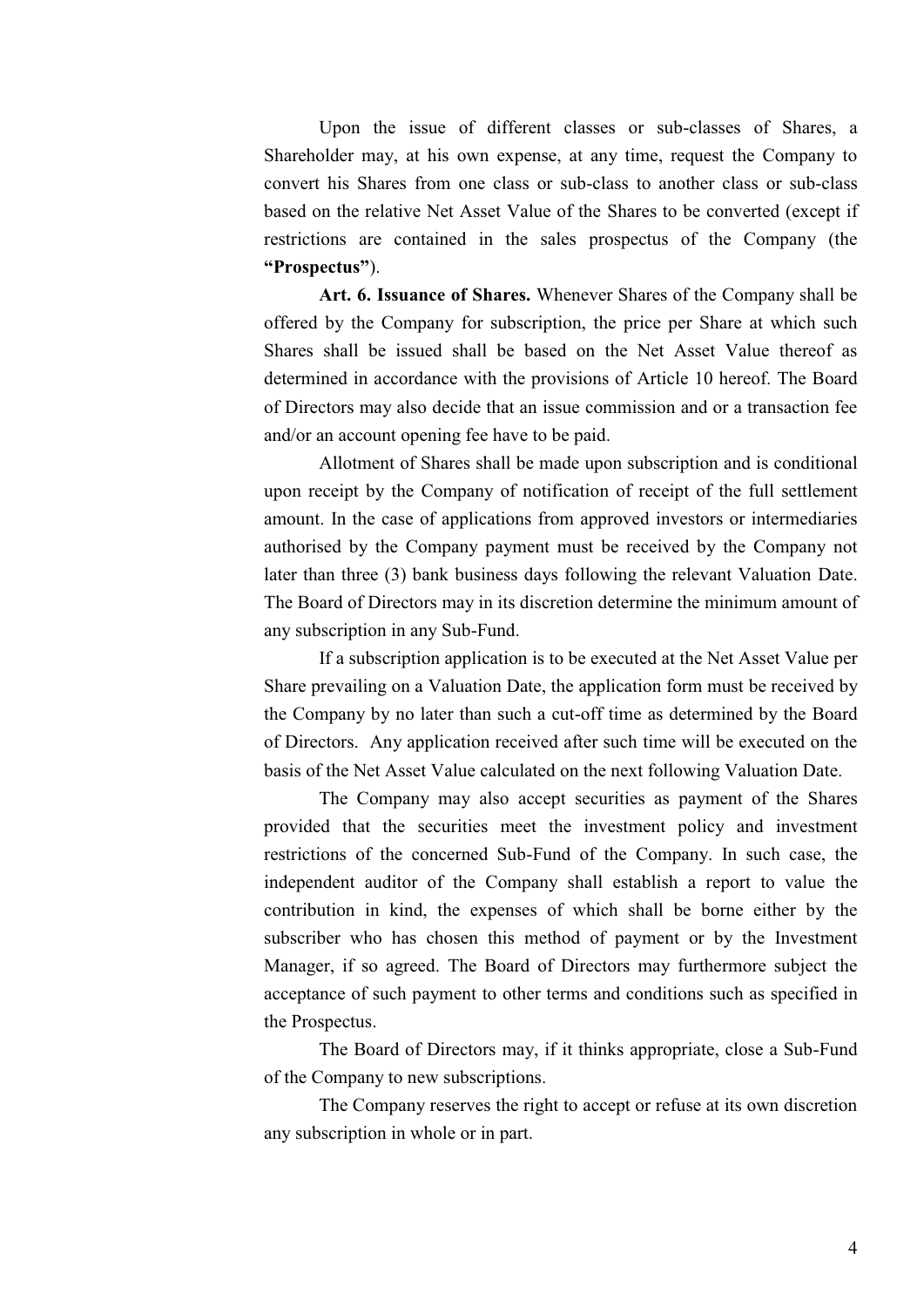Upon the issue of different classes or sub-classes of Shares, a Shareholder may, at his own expense, at any time, request the Company to convert his Shares from one class or sub-class to another class or sub-class based on the relative Net Asset Value of the Shares to be converted (except if restrictions are contained in the sales prospectus of the Company (the **"Prospectus"**).

**Art. 6. Issuance of Shares.** Whenever Shares of the Company shall be offered by the Company for subscription, the price per Share at which such Shares shall be issued shall be based on the Net Asset Value thereof as determined in accordance with the provisions of Article 10 hereof. The Board of Directors may also decide that an issue commission and or a transaction fee and/or an account opening fee have to be paid.

Allotment of Shares shall be made upon subscription and is conditional upon receipt by the Company of notification of receipt of the full settlement amount. In the case of applications from approved investors or intermediaries authorised by the Company payment must be received by the Company not later than three (3) bank business days following the relevant Valuation Date. The Board of Directors may in its discretion determine the minimum amount of any subscription in any Sub-Fund.

If a subscription application is to be executed at the Net Asset Value per Share prevailing on a Valuation Date, the application form must be received by the Company by no later than such a cut-off time as determined by the Board of Directors. Any application received after such time will be executed on the basis of the Net Asset Value calculated on the next following Valuation Date.

The Company may also accept securities as payment of the Shares provided that the securities meet the investment policy and investment restrictions of the concerned Sub-Fund of the Company. In such case, the independent auditor of the Company shall establish a report to value the contribution in kind, the expenses of which shall be borne either by the subscriber who has chosen this method of payment or by the Investment Manager, if so agreed. The Board of Directors may furthermore subject the acceptance of such payment to other terms and conditions such as specified in the Prospectus.

The Board of Directors may, if it thinks appropriate, close a Sub-Fund of the Company to new subscriptions.

The Company reserves the right to accept or refuse at its own discretion any subscription in whole or in part.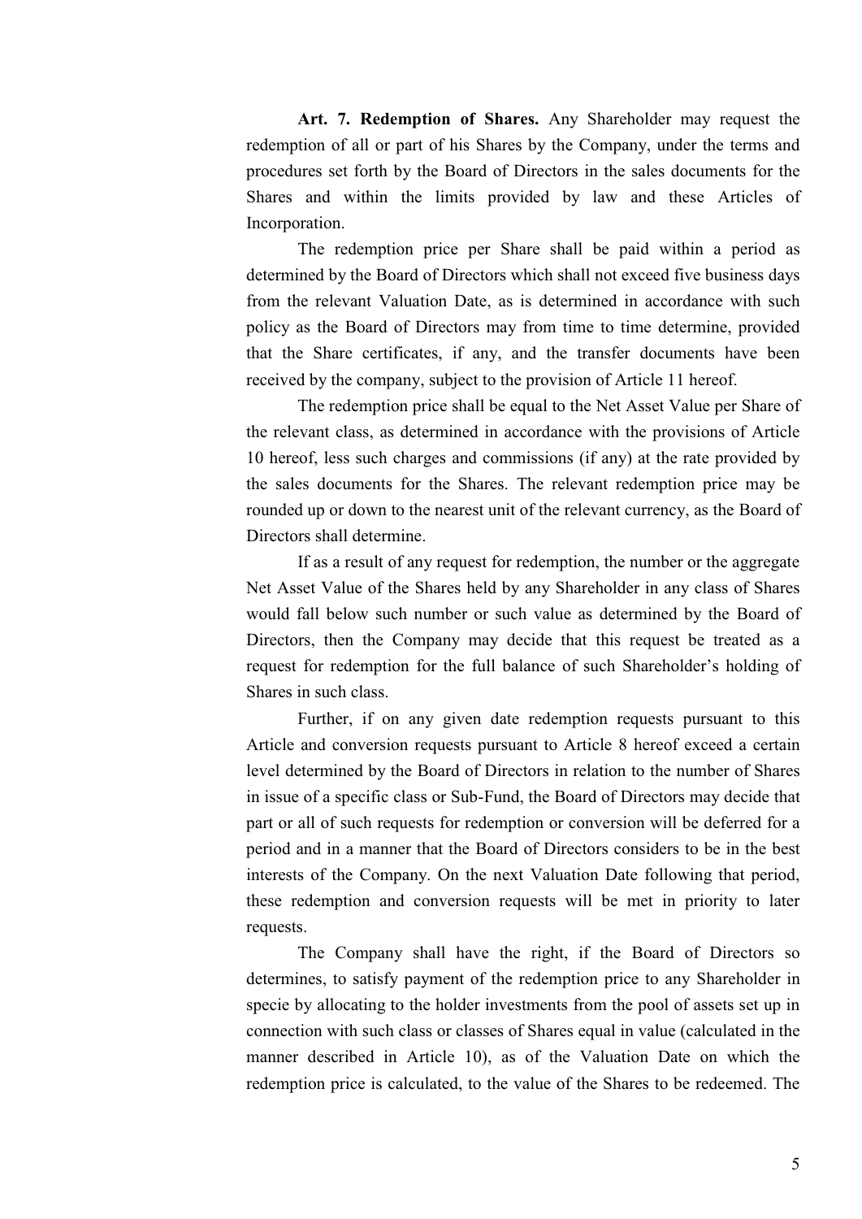**Art. 7. Redemption of Shares.** Any Shareholder may request the redemption of all or part of his Shares by the Company, under the terms and procedures set forth by the Board of Directors in the sales documents for the Shares and within the limits provided by law and these Articles of Incorporation.

The redemption price per Share shall be paid within a period as determined by the Board of Directors which shall not exceed five business days from the relevant Valuation Date, as is determined in accordance with such policy as the Board of Directors may from time to time determine, provided that the Share certificates, if any, and the transfer documents have been received by the company, subject to the provision of Article 11 hereof.

The redemption price shall be equal to the Net Asset Value per Share of the relevant class, as determined in accordance with the provisions of Article 10 hereof, less such charges and commissions (if any) at the rate provided by the sales documents for the Shares. The relevant redemption price may be rounded up or down to the nearest unit of the relevant currency, as the Board of Directors shall determine.

If as a result of any request for redemption, the number or the aggregate Net Asset Value of the Shares held by any Shareholder in any class of Shares would fall below such number or such value as determined by the Board of Directors, then the Company may decide that this request be treated as a request for redemption for the full balance of such Shareholder's holding of Shares in such class.

Further, if on any given date redemption requests pursuant to this Article and conversion requests pursuant to Article 8 hereof exceed a certain level determined by the Board of Directors in relation to the number of Shares in issue of a specific class or Sub-Fund, the Board of Directors may decide that part or all of such requests for redemption or conversion will be deferred for a period and in a manner that the Board of Directors considers to be in the best interests of the Company. On the next Valuation Date following that period, these redemption and conversion requests will be met in priority to later requests.

The Company shall have the right, if the Board of Directors so determines, to satisfy payment of the redemption price to any Shareholder in specie by allocating to the holder investments from the pool of assets set up in connection with such class or classes of Shares equal in value (calculated in the manner described in Article 10), as of the Valuation Date on which the redemption price is calculated, to the value of the Shares to be redeemed. The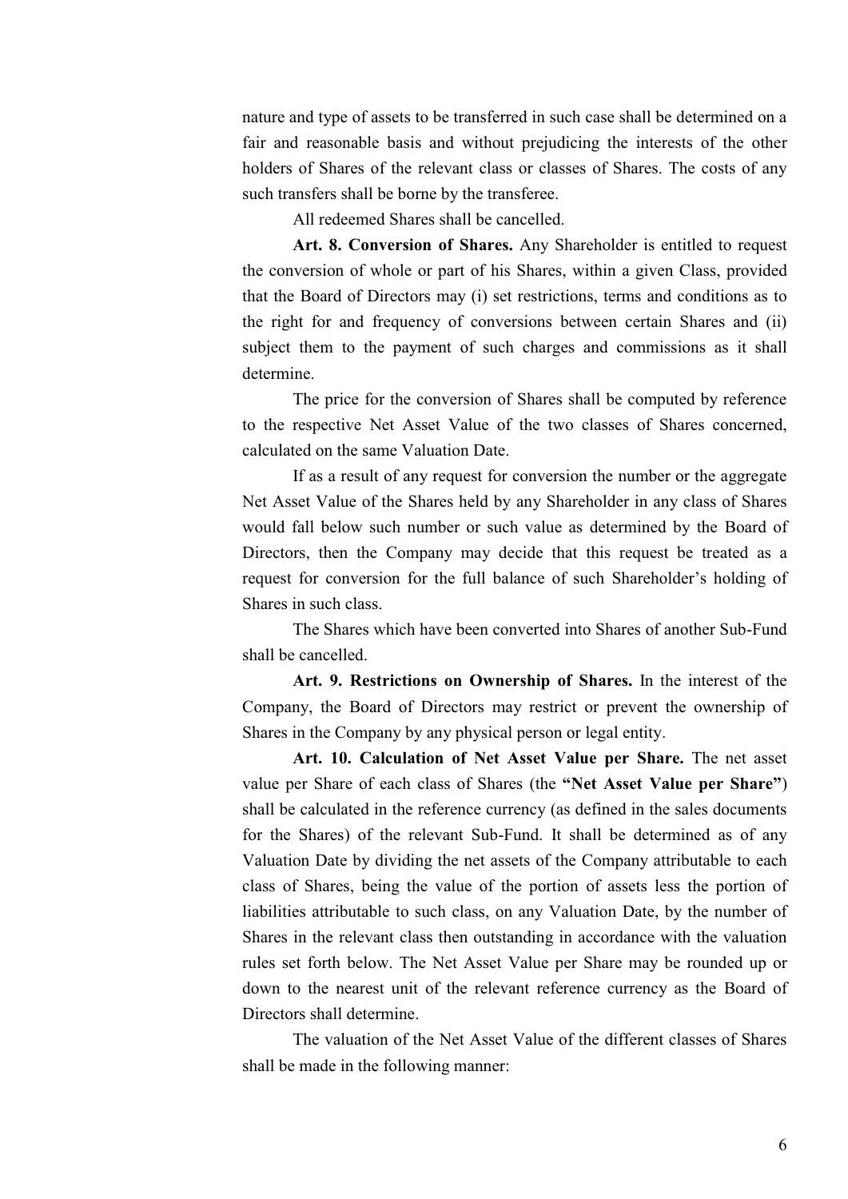nature and type of assets to be transferred in such case shall be determined on a fair and reasonable basis and without prejudicing the interests of the other holders of Shares of the relevant class or classes of Shares. The costs of any such transfers shall be borne by the transferee.

All redeemed Shares shall be cancelled.

**Art. 8. Conversion of Shares.** Any Shareholder is entitled to request the conversion of whole or part of his Shares, within a given Class, provided that the Board of Directors may (i) set restrictions, terms and conditions as to the right for and frequency of conversions between certain Shares and (ii) subject them to the payment of such charges and commissions as it shall determine.

The price for the conversion of Shares shall be computed by reference to the respective Net Asset Value of the two classes of Shares concerned, calculated on the same Valuation Date.

If as a result of any request for conversion the number or the aggregate Net Asset Value of the Shares held by any Shareholder in any class of Shares would fall below such number or such value as determined by the Board of Directors, then the Company may decide that this request be treated as a request for conversion for the full balance of such Shareholder's holding of Shares in such class.

The Shares which have been converted into Shares of another Sub-Fund shall be cancelled.

**Art. 9. Restrictions on Ownership of Shares.** In the interest of the Company, the Board of Directors may restrict or prevent the ownership of Shares in the Company by any physical person or legal entity.

**Art. 10. Calculation of Net Asset Value per Share.** The net asset value per Share of each class of Shares (the **"Net Asset Value per Share"**) shall be calculated in the reference currency (as defined in the sales documents for the Shares) of the relevant Sub-Fund. It shall be determined as of any Valuation Date by dividing the net assets of the Company attributable to each class of Shares, being the value of the portion of assets less the portion of liabilities attributable to such class, on any Valuation Date, by the number of Shares in the relevant class then outstanding in accordance with the valuation rules set forth below. The Net Asset Value per Share may be rounded up or down to the nearest unit of the relevant reference currency as the Board of Directors shall determine.

The valuation of the Net Asset Value of the different classes of Shares shall be made in the following manner: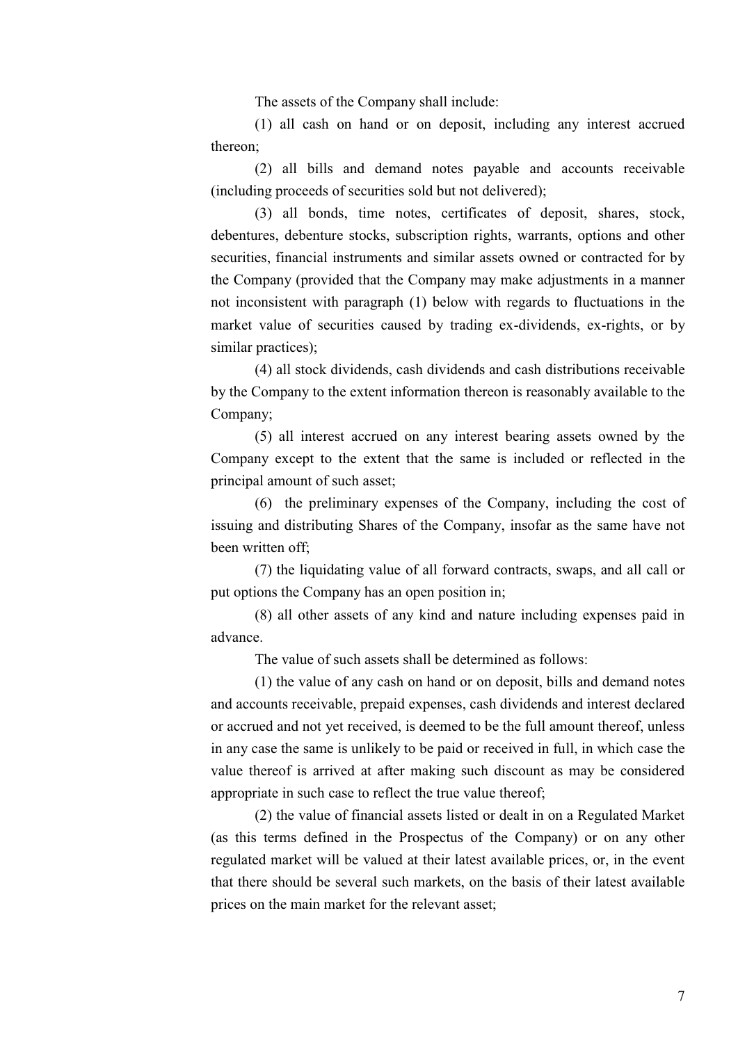The assets of the Company shall include:

(1) all cash on hand or on deposit, including any interest accrued thereon;

(2) all bills and demand notes payable and accounts receivable (including proceeds of securities sold but not delivered);

(3) all bonds, time notes, certificates of deposit, shares, stock, debentures, debenture stocks, subscription rights, warrants, options and other securities, financial instruments and similar assets owned or contracted for by the Company (provided that the Company may make adjustments in a manner not inconsistent with paragraph (1) below with regards to fluctuations in the market value of securities caused by trading ex-dividends, ex-rights, or by similar practices);

(4) all stock dividends, cash dividends and cash distributions receivable by the Company to the extent information thereon is reasonably available to the Company;

(5) all interest accrued on any interest bearing assets owned by the Company except to the extent that the same is included or reflected in the principal amount of such asset;

(6) the preliminary expenses of the Company, including the cost of issuing and distributing Shares of the Company, insofar as the same have not been written off;

(7) the liquidating value of all forward contracts, swaps, and all call or put options the Company has an open position in;

(8) all other assets of any kind and nature including expenses paid in advance.

The value of such assets shall be determined as follows:

(1) the value of any cash on hand or on deposit, bills and demand notes and accounts receivable, prepaid expenses, cash dividends and interest declared or accrued and not yet received, is deemed to be the full amount thereof, unless in any case the same is unlikely to be paid or received in full, in which case the value thereof is arrived at after making such discount as may be considered appropriate in such case to reflect the true value thereof;

(2) the value of financial assets listed or dealt in on a Regulated Market (as this terms defined in the Prospectus of the Company) or on any other regulated market will be valued at their latest available prices, or, in the event that there should be several such markets, on the basis of their latest available prices on the main market for the relevant asset;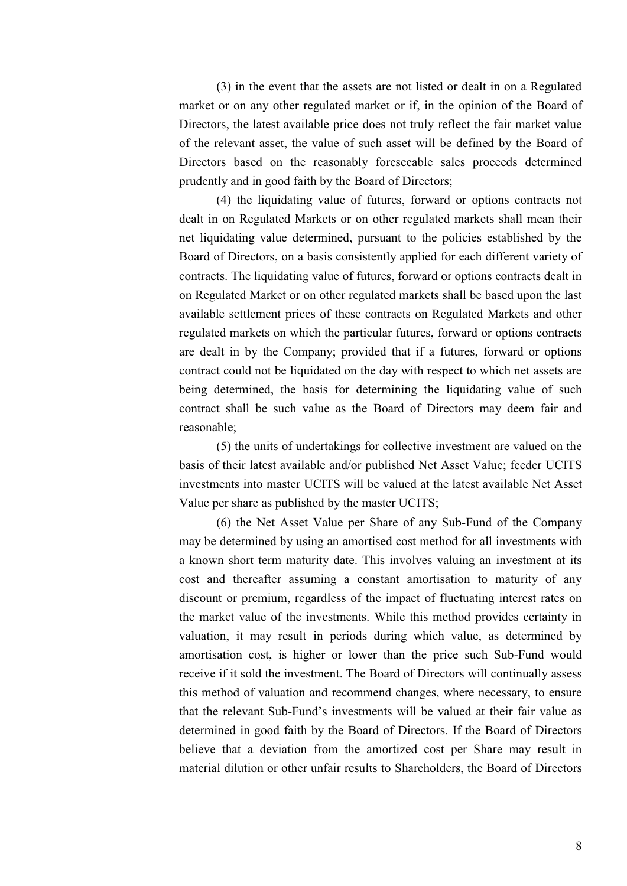(3) in the event that the assets are not listed or dealt in on a Regulated market or on any other regulated market or if, in the opinion of the Board of Directors, the latest available price does not truly reflect the fair market value of the relevant asset, the value of such asset will be defined by the Board of Directors based on the reasonably foreseeable sales proceeds determined prudently and in good faith by the Board of Directors;

(4) the liquidating value of futures, forward or options contracts not dealt in on Regulated Markets or on other regulated markets shall mean their net liquidating value determined, pursuant to the policies established by the Board of Directors, on a basis consistently applied for each different variety of contracts. The liquidating value of futures, forward or options contracts dealt in on Regulated Market or on other regulated markets shall be based upon the last available settlement prices of these contracts on Regulated Markets and other regulated markets on which the particular futures, forward or options contracts are dealt in by the Company; provided that if a futures, forward or options contract could not be liquidated on the day with respect to which net assets are being determined, the basis for determining the liquidating value of such contract shall be such value as the Board of Directors may deem fair and reasonable;

(5) the units of undertakings for collective investment are valued on the basis of their latest available and/or published Net Asset Value; feeder UCITS investments into master UCITS will be valued at the latest available Net Asset Value per share as published by the master UCITS;

(6) the Net Asset Value per Share of any Sub-Fund of the Company may be determined by using an amortised cost method for all investments with a known short term maturity date. This involves valuing an investment at its cost and thereafter assuming a constant amortisation to maturity of any discount or premium, regardless of the impact of fluctuating interest rates on the market value of the investments. While this method provides certainty in valuation, it may result in periods during which value, as determined by amortisation cost, is higher or lower than the price such Sub-Fund would receive if it sold the investment. The Board of Directors will continually assess this method of valuation and recommend changes, where necessary, to ensure that the relevant Sub-Fund's investments will be valued at their fair value as determined in good faith by the Board of Directors. If the Board of Directors believe that a deviation from the amortized cost per Share may result in material dilution or other unfair results to Shareholders, the Board of Directors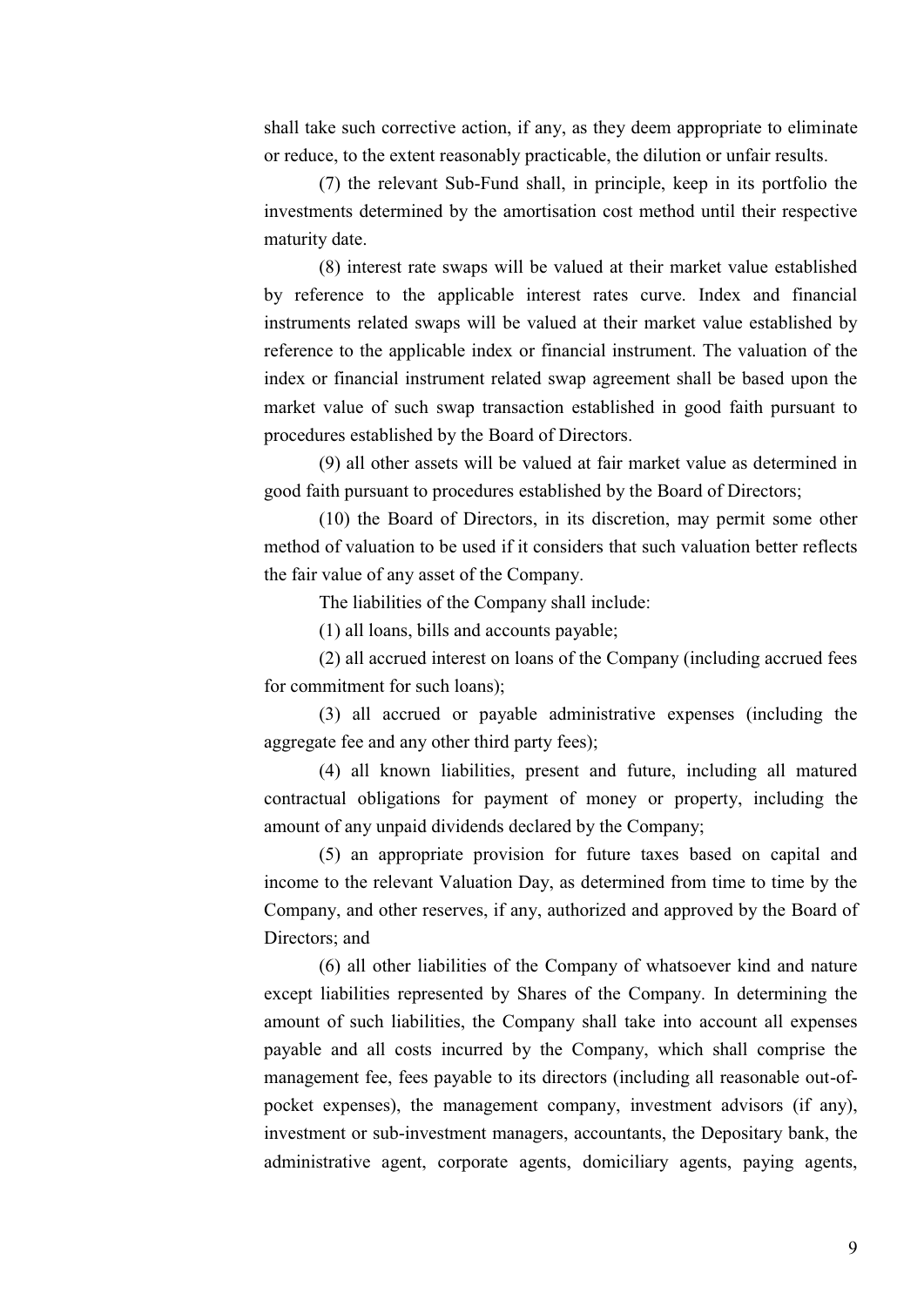shall take such corrective action, if any, as they deem appropriate to eliminate or reduce, to the extent reasonably practicable, the dilution or unfair results.

(7) the relevant Sub-Fund shall, in principle, keep in its portfolio the investments determined by the amortisation cost method until their respective maturity date.

(8) interest rate swaps will be valued at their market value established by reference to the applicable interest rates curve. Index and financial instruments related swaps will be valued at their market value established by reference to the applicable index or financial instrument. The valuation of the index or financial instrument related swap agreement shall be based upon the market value of such swap transaction established in good faith pursuant to procedures established by the Board of Directors.

(9) all other assets will be valued at fair market value as determined in good faith pursuant to procedures established by the Board of Directors;

(10) the Board of Directors, in its discretion, may permit some other method of valuation to be used if it considers that such valuation better reflects the fair value of any asset of the Company.

The liabilities of the Company shall include:

(1) all loans, bills and accounts payable;

(2) all accrued interest on loans of the Company (including accrued fees for commitment for such loans);

(3) all accrued or payable administrative expenses (including the aggregate fee and any other third party fees);

(4) all known liabilities, present and future, including all matured contractual obligations for payment of money or property, including the amount of any unpaid dividends declared by the Company;

(5) an appropriate provision for future taxes based on capital and income to the relevant Valuation Day, as determined from time to time by the Company, and other reserves, if any, authorized and approved by the Board of Directors; and

(6) all other liabilities of the Company of whatsoever kind and nature except liabilities represented by Shares of the Company. In determining the amount of such liabilities, the Company shall take into account all expenses payable and all costs incurred by the Company, which shall comprise the management fee, fees payable to its directors (including all reasonable out-of-pocket expenses), the management company, investment advisors (if any), investment or sub-investment managers, accountants, the Depositary bank, the administrative agent, corporate agents, domiciliary agents, paying agents,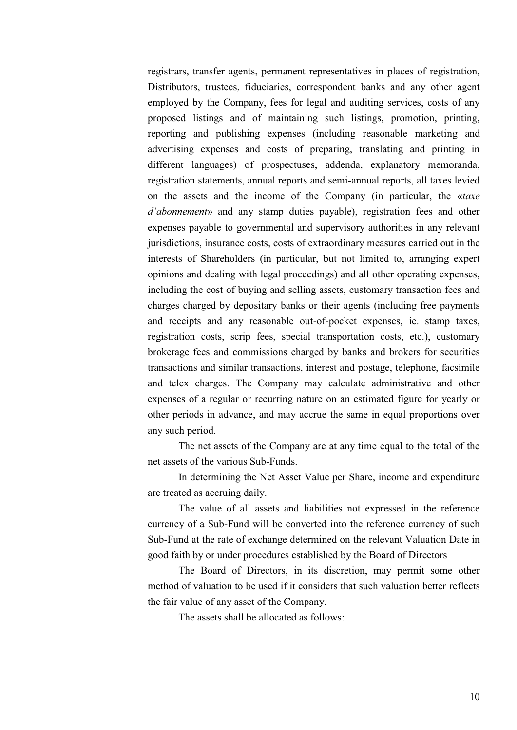registrars, transfer agents, permanent representatives in places of registration, Distributors, trustees, fiduciaries, correspondent banks and any other agent employed by the Company, fees for legal and auditing services, costs of any proposed listings and of maintaining such listings, promotion, printing, reporting and publishing expenses (including reasonable marketing and advertising expenses and costs of preparing, translating and printing in different languages) of prospectuses, addenda, explanatory memoranda, registration statements, annual reports and semi-annual reports, all taxes levied on the assets and the income of the Company (in particular, the «*taxe d'abonnement*» and any stamp duties payable), registration fees and other expenses payable to governmental and supervisory authorities in any relevant jurisdictions, insurance costs, costs of extraordinary measures carried out in the interests of Shareholders (in particular, but not limited to, arranging expert opinions and dealing with legal proceedings) and all other operating expenses, including the cost of buying and selling assets, customary transaction fees and charges charged by depositary banks or their agents (including free payments and receipts and any reasonable out-of-pocket expenses, ie. stamp taxes, registration costs, scrip fees, special transportation costs, etc.), customary brokerage fees and commissions charged by banks and brokers for securities transactions and similar transactions, interest and postage, telephone, facsimile and telex charges. The Company may calculate administrative and other expenses of a regular or recurring nature on an estimated figure for yearly or other periods in advance, and may accrue the same in equal proportions over any such period.

The net assets of the Company are at any time equal to the total of the net assets of the various Sub-Funds.

In determining the Net Asset Value per Share, income and expenditure are treated as accruing daily.

The value of all assets and liabilities not expressed in the reference currency of a Sub-Fund will be converted into the reference currency of such Sub-Fund at the rate of exchange determined on the relevant Valuation Date in good faith by or under procedures established by the Board of Directors

The Board of Directors, in its discretion, may permit some other method of valuation to be used if it considers that such valuation better reflects the fair value of any asset of the Company.

The assets shall be allocated as follows: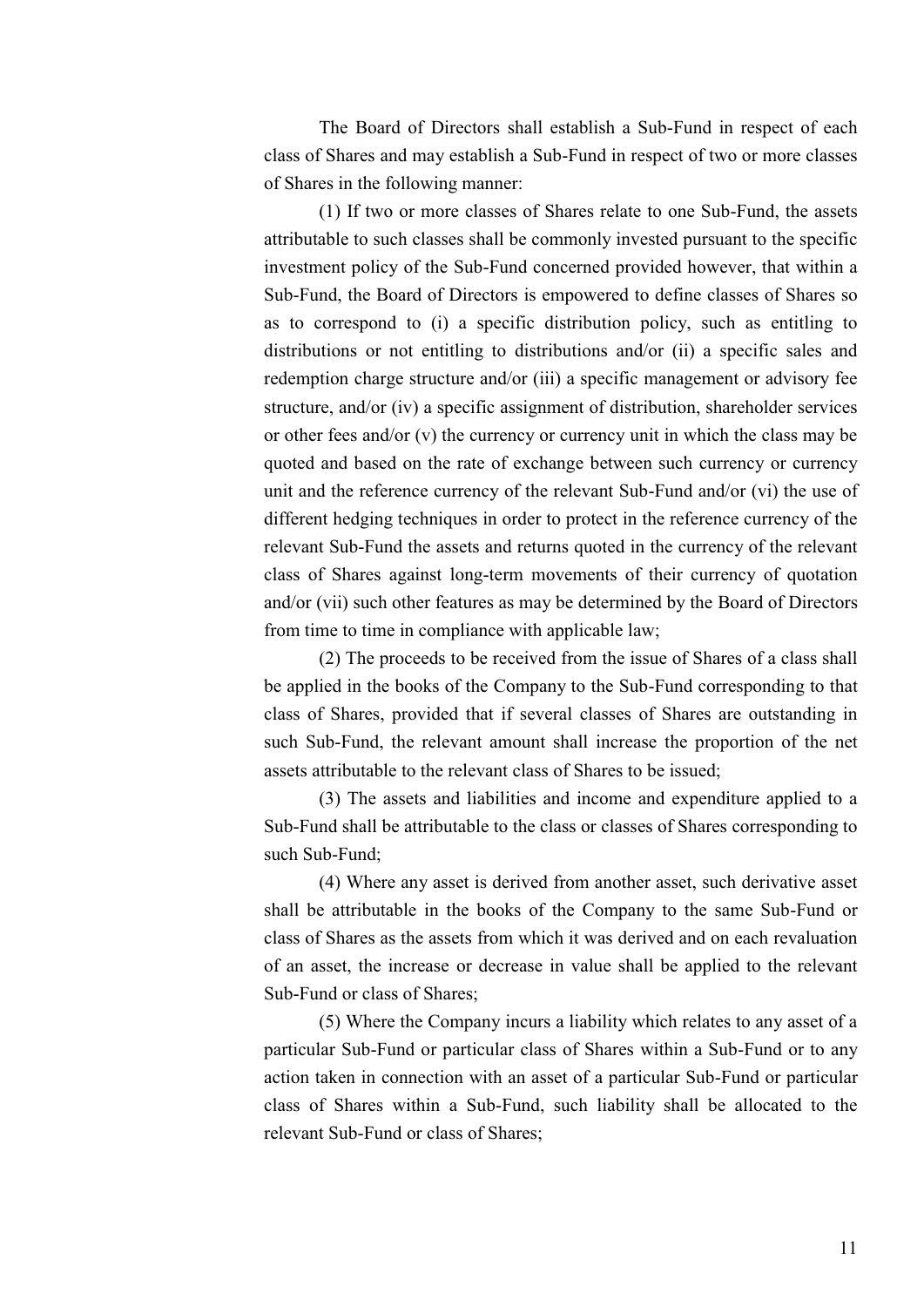The Board of Directors shall establish a Sub-Fund in respect of each class of Shares and may establish a Sub-Fund in respect of two or more classes of Shares in the following manner:

(1) If two or more classes of Shares relate to one Sub-Fund, the assets attributable to such classes shall be commonly invested pursuant to the specific investment policy of the Sub-Fund concerned provided however, that within a Sub-Fund, the Board of Directors is empowered to define classes of Shares so as to correspond to (i) a specific distribution policy, such as entitling to distributions or not entitling to distributions and/or (ii) a specific sales and redemption charge structure and/or (iii) a specific management or advisory fee structure, and/or (iv) a specific assignment of distribution, shareholder services or other fees and/or (v) the currency or currency unit in which the class may be quoted and based on the rate of exchange between such currency or currency unit and the reference currency of the relevant Sub-Fund and/or (vi) the use of different hedging techniques in order to protect in the reference currency of the relevant Sub-Fund the assets and returns quoted in the currency of the relevant class of Shares against long-term movements of their currency of quotation and/or (vii) such other features as may be determined by the Board of Directors from time to time in compliance with applicable law;

(2) The proceeds to be received from the issue of Shares of a class shall be applied in the books of the Company to the Sub-Fund corresponding to that class of Shares, provided that if several classes of Shares are outstanding in such Sub-Fund, the relevant amount shall increase the proportion of the net assets attributable to the relevant class of Shares to be issued;

(3) The assets and liabilities and income and expenditure applied to a Sub-Fund shall be attributable to the class or classes of Shares corresponding to such Sub-Fund;

(4) Where any asset is derived from another asset, such derivative asset shall be attributable in the books of the Company to the same Sub-Fund or class of Shares as the assets from which it was derived and on each revaluation of an asset, the increase or decrease in value shall be applied to the relevant Sub-Fund or class of Shares;

(5) Where the Company incurs a liability which relates to any asset of a particular Sub-Fund or particular class of Shares within a Sub-Fund or to any action taken in connection with an asset of a particular Sub-Fund or particular class of Shares within a Sub-Fund, such liability shall be allocated to the relevant Sub-Fund or class of Shares;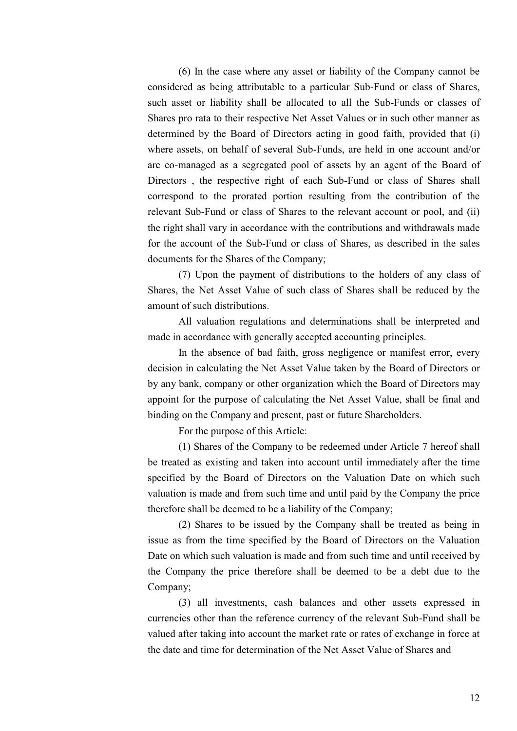(6) In the case where any asset or liability of the Company cannot be considered as being attributable to a particular Sub-Fund or class of Shares, such asset or liability shall be allocated to all the Sub-Funds or classes of Shares pro rata to their respective Net Asset Values or in such other manner as determined by the Board of Directors acting in good faith, provided that (i) where assets, on behalf of several Sub-Funds, are held in one account and/or are co-managed as a segregated pool of assets by an agent of the Board of Directors , the respective right of each Sub-Fund or class of Shares shall correspond to the prorated portion resulting from the contribution of the relevant Sub-Fund or class of Shares to the relevant account or pool, and (ii) the right shall vary in accordance with the contributions and withdrawals made for the account of the Sub-Fund or class of Shares, as described in the sales documents for the Shares of the Company;

(7) Upon the payment of distributions to the holders of any class of Shares, the Net Asset Value of such class of Shares shall be reduced by the amount of such distributions.

All valuation regulations and determinations shall be interpreted and made in accordance with generally accepted accounting principles.

In the absence of bad faith, gross negligence or manifest error, every decision in calculating the Net Asset Value taken by the Board of Directors or by any bank, company or other organization which the Board of Directors may appoint for the purpose of calculating the Net Asset Value, shall be final and binding on the Company and present, past or future Shareholders.

For the purpose of this Article:

(1) Shares of the Company to be redeemed under Article 7 hereof shall be treated as existing and taken into account until immediately after the time specified by the Board of Directors on the Valuation Date on which such valuation is made and from such time and until paid by the Company the price therefore shall be deemed to be a liability of the Company;

(2) Shares to be issued by the Company shall be treated as being in issue as from the time specified by the Board of Directors on the Valuation Date on which such valuation is made and from such time and until received by the Company the price therefore shall be deemed to be a debt due to the Company;

(3) all investments, cash balances and other assets expressed in currencies other than the reference currency of the relevant Sub-Fund shall be valued after taking into account the market rate or rates of exchange in force at the date and time for determination of the Net Asset Value of Shares and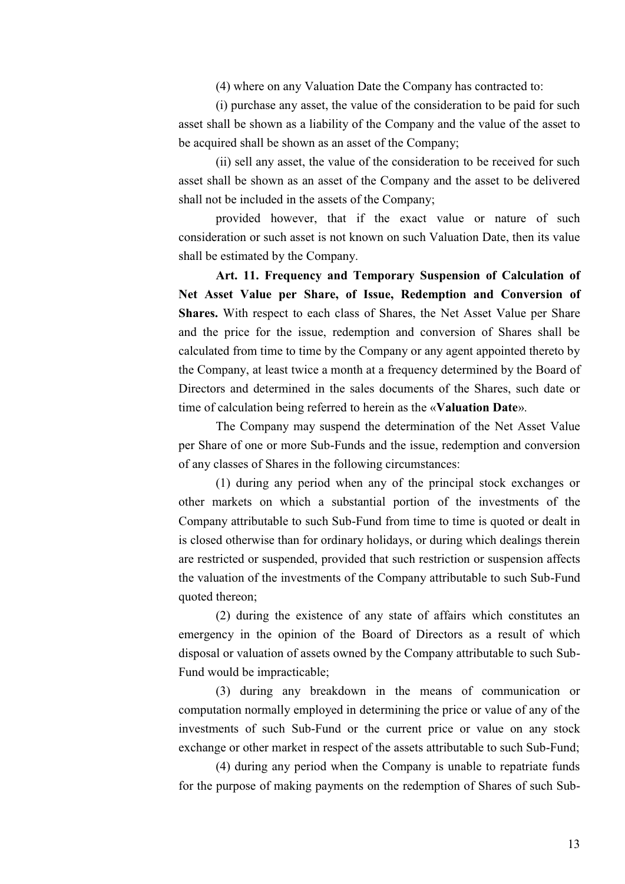(4) where on any Valuation Date the Company has contracted to:

(i) purchase any asset, the value of the consideration to be paid for such asset shall be shown as a liability of the Company and the value of the asset to be acquired shall be shown as an asset of the Company;

(ii) sell any asset, the value of the consideration to be received for such asset shall be shown as an asset of the Company and the asset to be delivered shall not be included in the assets of the Company;

provided however, that if the exact value or nature of such consideration or such asset is not known on such Valuation Date, then its value shall be estimated by the Company.

**Art. 11. Frequency and Temporary Suspension of Calculation of Net Asset Value per Share, of Issue, Redemption and Conversion of Shares.** With respect to each class of Shares, the Net Asset Value per Share and the price for the issue, redemption and conversion of Shares shall be calculated from time to time by the Company or any agent appointed thereto by the Company, at least twice a month at a frequency determined by the Board of Directors and determined in the sales documents of the Shares, such date or time of calculation being referred to herein as the «**Valuation Date**».

The Company may suspend the determination of the Net Asset Value per Share of one or more Sub-Funds and the issue, redemption and conversion of any classes of Shares in the following circumstances:

(1) during any period when any of the principal stock exchanges or other markets on which a substantial portion of the investments of the Company attributable to such Sub-Fund from time to time is quoted or dealt in is closed otherwise than for ordinary holidays, or during which dealings therein are restricted or suspended, provided that such restriction or suspension affects the valuation of the investments of the Company attributable to such Sub-Fund quoted thereon;

(2) during the existence of any state of affairs which constitutes an emergency in the opinion of the Board of Directors as a result of which disposal or valuation of assets owned by the Company attributable to such Sub-Fund would be impracticable;

(3) during any breakdown in the means of communication or computation normally employed in determining the price or value of any of the investments of such Sub-Fund or the current price or value on any stock exchange or other market in respect of the assets attributable to such Sub-Fund;

(4) during any period when the Company is unable to repatriate funds for the purpose of making payments on the redemption of Shares of such Sub-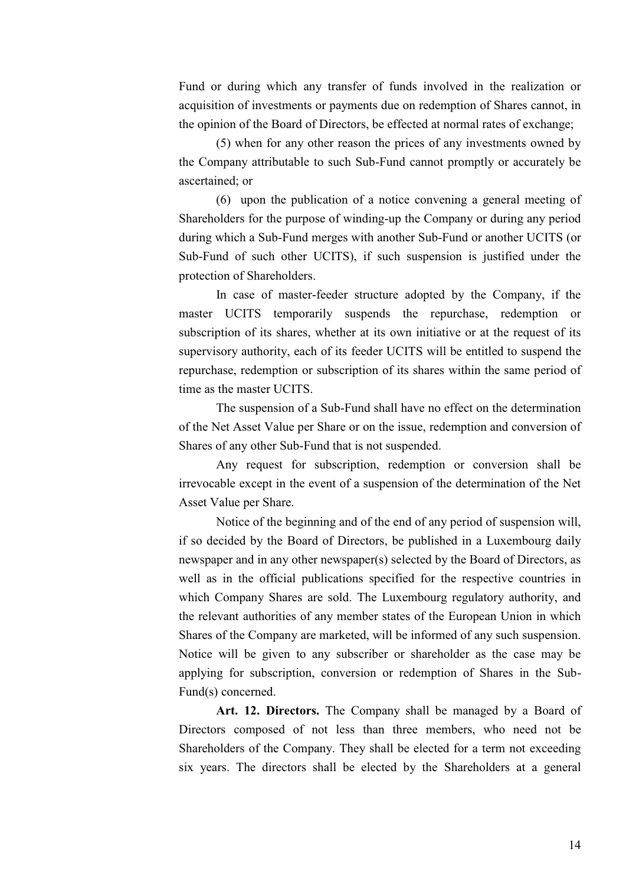Fund or during which any transfer of funds involved in the realization or acquisition of investments or payments due on redemption of Shares cannot, in the opinion of the Board of Directors, be effected at normal rates of exchange;

(5) when for any other reason the prices of any investments owned by the Company attributable to such Sub-Fund cannot promptly or accurately be ascertained; or

(6) upon the publication of a notice convening a general meeting of Shareholders for the purpose of winding-up the Company or during any period during which a Sub-Fund merges with another Sub-Fund or another UCITS (or Sub-Fund of such other UCITS), if such suspension is justified under the protection of Shareholders.

In case of master-feeder structure adopted by the Company, if the master UCITS temporarily suspends the repurchase, redemption or subscription of its shares, whether at its own initiative or at the request of its supervisory authority, each of its feeder UCITS will be entitled to suspend the repurchase, redemption or subscription of its shares within the same period of time as the master UCITS.

The suspension of a Sub-Fund shall have no effect on the determination of the Net Asset Value per Share or on the issue, redemption and conversion of Shares of any other Sub-Fund that is not suspended.

Any request for subscription, redemption or conversion shall be irrevocable except in the event of a suspension of the determination of the Net Asset Value per Share.

Notice of the beginning and of the end of any period of suspension will, if so decided by the Board of Directors, be published in a Luxembourg daily newspaper and in any other newspaper(s) selected by the Board of Directors, as well as in the official publications specified for the respective countries in which Company Shares are sold. The Luxembourg regulatory authority, and the relevant authorities of any member states of the European Union in which Shares of the Company are marketed, will be informed of any such suspension. Notice will be given to any subscriber or shareholder as the case may be applying for subscription, conversion or redemption of Shares in the Sub-Fund(s) concerned.

**Art. 12. Directors.** The Company shall be managed by a Board of Directors composed of not less than three members, who need not be Shareholders of the Company. They shall be elected for a term not exceeding six years. The directors shall be elected by the Shareholders at a general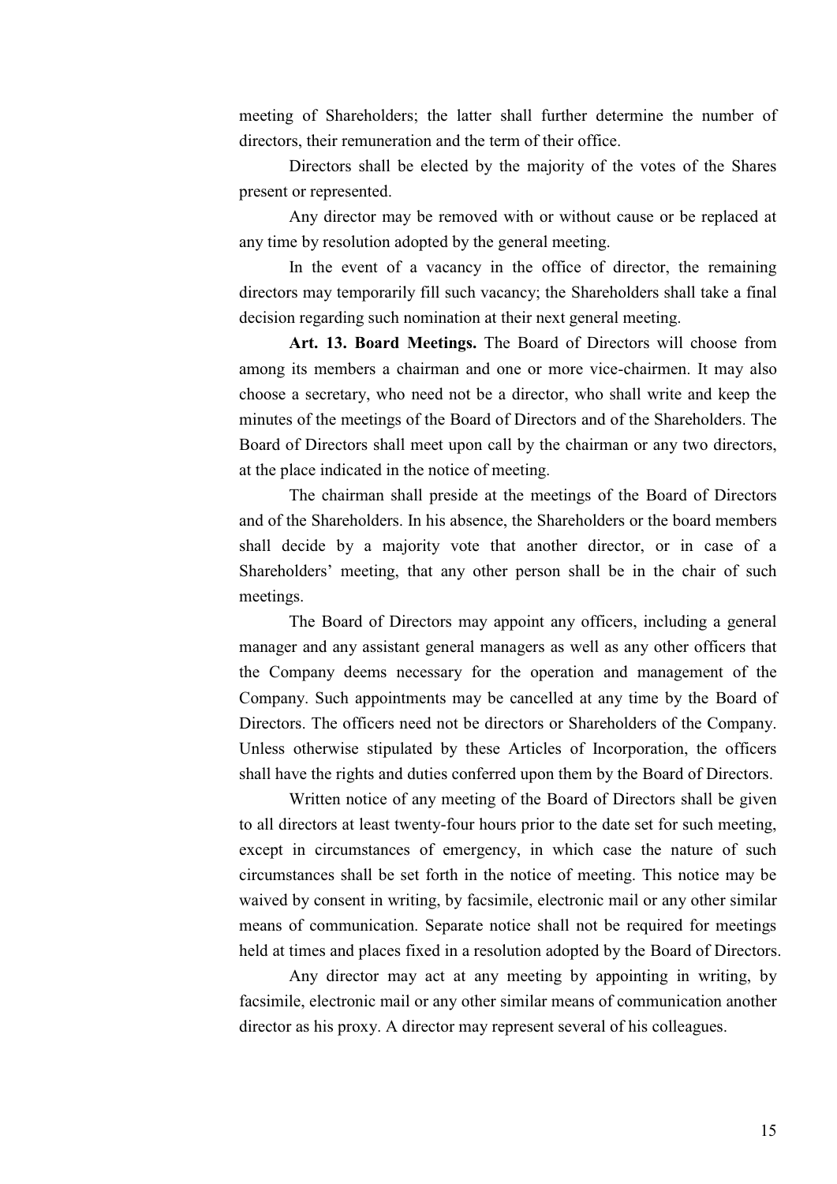meeting of Shareholders; the latter shall further determine the number of directors, their remuneration and the term of their office.

Directors shall be elected by the majority of the votes of the Shares present or represented.

Any director may be removed with or without cause or be replaced at any time by resolution adopted by the general meeting.

In the event of a vacancy in the office of director, the remaining directors may temporarily fill such vacancy; the Shareholders shall take a final decision regarding such nomination at their next general meeting.

**Art. 13. Board Meetings.** The Board of Directors will choose from among its members a chairman and one or more vice-chairmen. It may also choose a secretary, who need not be a director, who shall write and keep the minutes of the meetings of the Board of Directors and of the Shareholders. The Board of Directors shall meet upon call by the chairman or any two directors, at the place indicated in the notice of meeting.

The chairman shall preside at the meetings of the Board of Directors and of the Shareholders. In his absence, the Shareholders or the board members shall decide by a majority vote that another director, or in case of a Shareholders' meeting, that any other person shall be in the chair of such meetings.

The Board of Directors may appoint any officers, including a general manager and any assistant general managers as well as any other officers that the Company deems necessary for the operation and management of the Company. Such appointments may be cancelled at any time by the Board of Directors. The officers need not be directors or Shareholders of the Company. Unless otherwise stipulated by these Articles of Incorporation, the officers shall have the rights and duties conferred upon them by the Board of Directors.

Written notice of any meeting of the Board of Directors shall be given to all directors at least twenty-four hours prior to the date set for such meeting, except in circumstances of emergency, in which case the nature of such circumstances shall be set forth in the notice of meeting. This notice may be waived by consent in writing, by facsimile, electronic mail or any other similar means of communication. Separate notice shall not be required for meetings held at times and places fixed in a resolution adopted by the Board of Directors.

Any director may act at any meeting by appointing in writing, by facsimile, electronic mail or any other similar means of communication another director as his proxy. A director may represent several of his colleagues.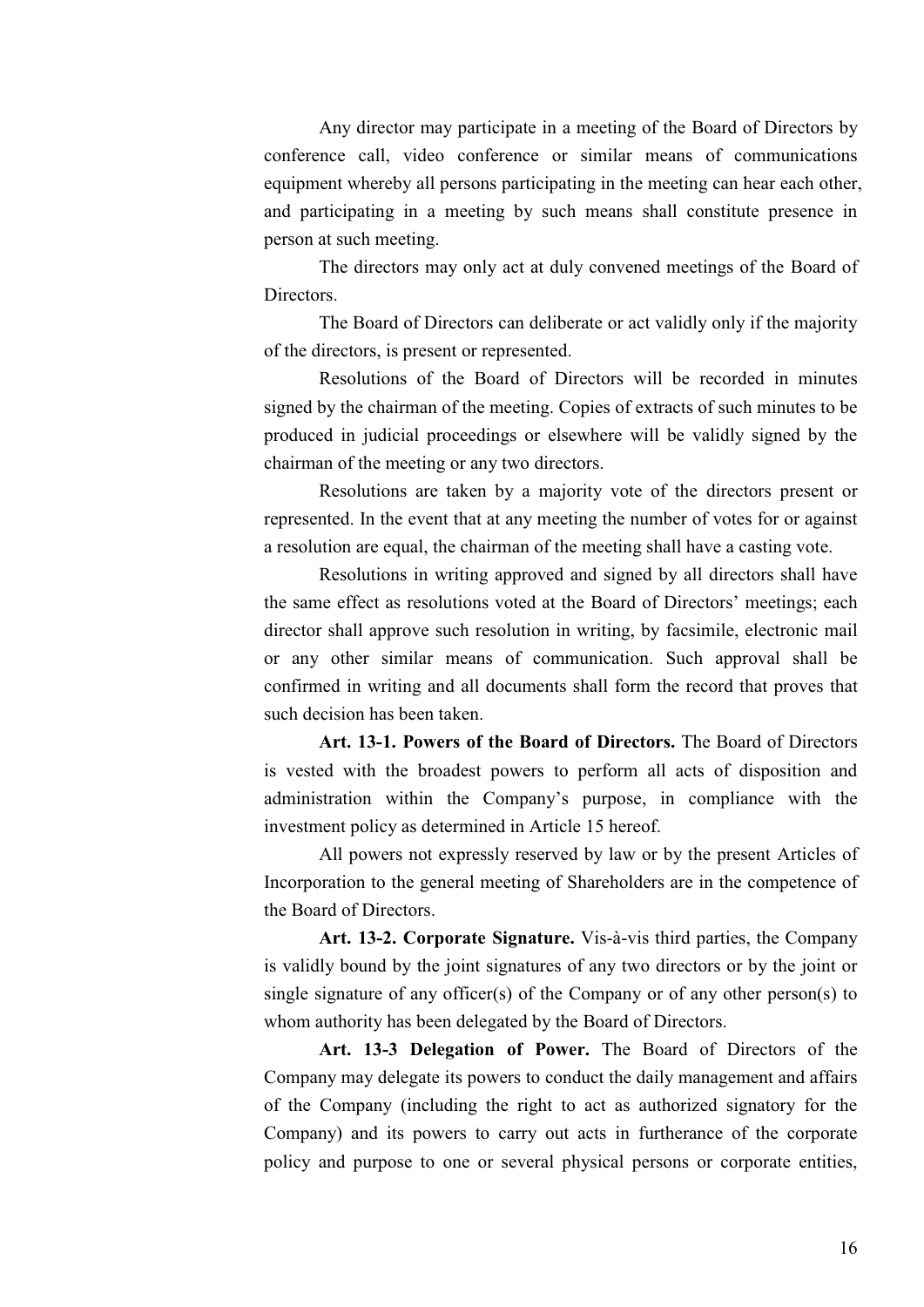Any director may participate in a meeting of the Board of Directors by conference call, video conference or similar means of communications equipment whereby all persons participating in the meeting can hear each other, and participating in a meeting by such means shall constitute presence in person at such meeting.

The directors may only act at duly convened meetings of the Board of Directors.

The Board of Directors can deliberate or act validly only if the majority of the directors, is present or represented.

Resolutions of the Board of Directors will be recorded in minutes signed by the chairman of the meeting. Copies of extracts of such minutes to be produced in judicial proceedings or elsewhere will be validly signed by the chairman of the meeting or any two directors.

Resolutions are taken by a majority vote of the directors present or represented. In the event that at any meeting the number of votes for or against a resolution are equal, the chairman of the meeting shall have a casting vote.

Resolutions in writing approved and signed by all directors shall have the same effect as resolutions voted at the Board of Directors' meetings; each director shall approve such resolution in writing, by facsimile, electronic mail or any other similar means of communication. Such approval shall be confirmed in writing and all documents shall form the record that proves that such decision has been taken.

**Art. 13-1. Powers of the Board of Directors.** The Board of Directors is vested with the broadest powers to perform all acts of disposition and administration within the Company's purpose, in compliance with the investment policy as determined in Article 15 hereof.

All powers not expressly reserved by law or by the present Articles of Incorporation to the general meeting of Shareholders are in the competence of the Board of Directors.

**Art. 13-2. Corporate Signature.** Vis-à-vis third parties, the Company is validly bound by the joint signatures of any two directors or by the joint or single signature of any officer(s) of the Company or of any other person(s) to whom authority has been delegated by the Board of Directors.

**Art. 13-3 Delegation of Power.** The Board of Directors of the Company may delegate its powers to conduct the daily management and affairs of the Company (including the right to act as authorized signatory for the Company) and its powers to carry out acts in furtherance of the corporate policy and purpose to one or several physical persons or corporate entities,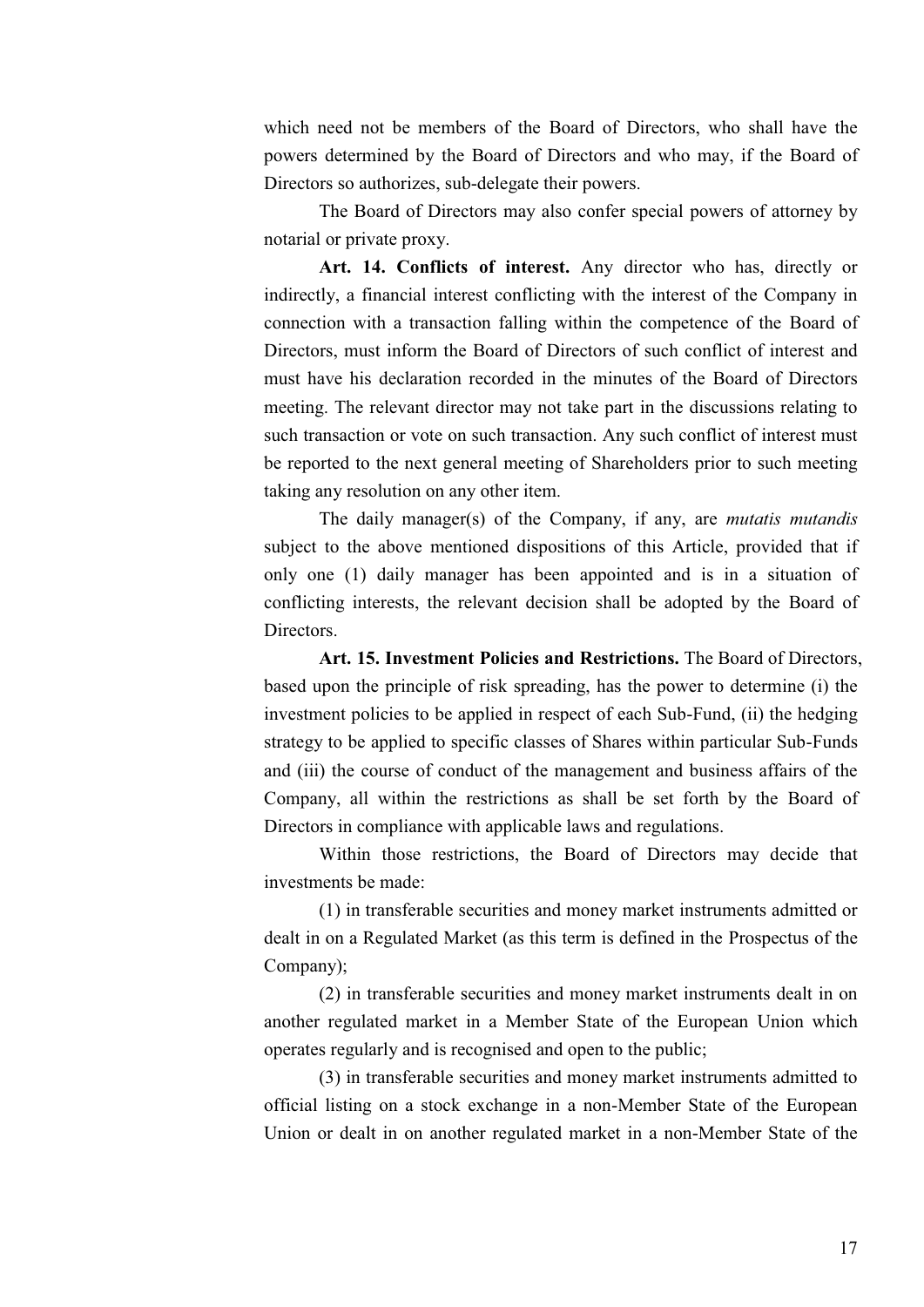which need not be members of the Board of Directors, who shall have the powers determined by the Board of Directors and who may, if the Board of Directors so authorizes, sub-delegate their powers.

The Board of Directors may also confer special powers of attorney by notarial or private proxy.

**Art. 14. Conflicts of interest.** Any director who has, directly or indirectly, a financial interest conflicting with the interest of the Company in connection with a transaction falling within the competence of the Board of Directors, must inform the Board of Directors of such conflict of interest and must have his declaration recorded in the minutes of the Board of Directors meeting. The relevant director may not take part in the discussions relating to such transaction or vote on such transaction. Any such conflict of interest must be reported to the next general meeting of Shareholders prior to such meeting taking any resolution on any other item.

The daily manager(s) of the Company, if any, are *mutatis mutandis* subject to the above mentioned dispositions of this Article, provided that if only one (1) daily manager has been appointed and is in a situation of conflicting interests, the relevant decision shall be adopted by the Board of Directors.

**Art. 15. Investment Policies and Restrictions.** The Board of Directors, based upon the principle of risk spreading, has the power to determine (i) the investment policies to be applied in respect of each Sub-Fund, (ii) the hedging strategy to be applied to specific classes of Shares within particular Sub-Funds and (iii) the course of conduct of the management and business affairs of the Company, all within the restrictions as shall be set forth by the Board of Directors in compliance with applicable laws and regulations.

Within those restrictions, the Board of Directors may decide that investments be made:

(1) in transferable securities and money market instruments admitted or dealt in on a Regulated Market (as this term is defined in the Prospectus of the Company);

(2) in transferable securities and money market instruments dealt in on another regulated market in a Member State of the European Union which operates regularly and is recognised and open to the public;

(3) in transferable securities and money market instruments admitted to official listing on a stock exchange in a non-Member State of the European Union or dealt in on another regulated market in a non-Member State of the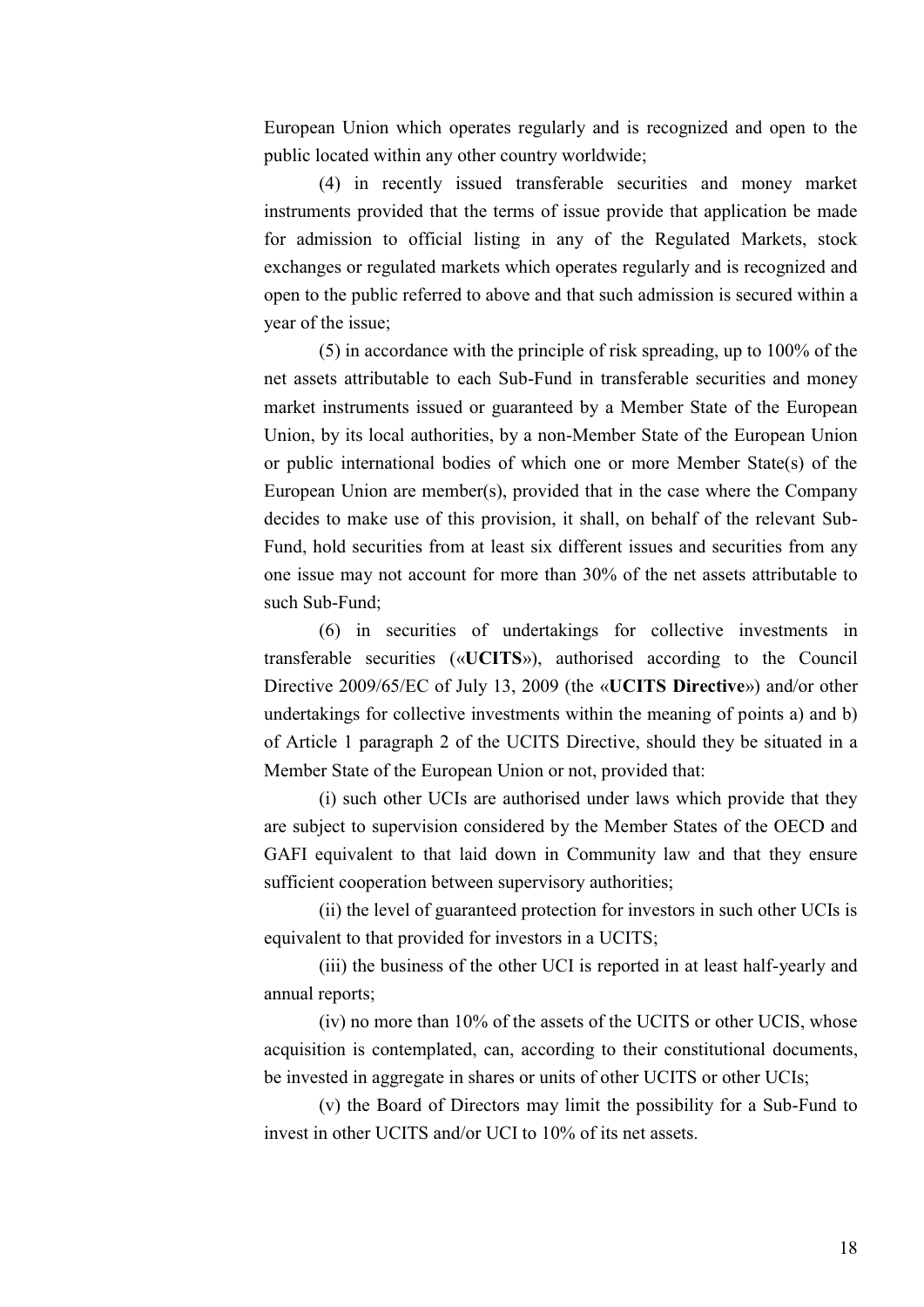European Union which operates regularly and is recognized and open to the public located within any other country worldwide;

(4) in recently issued transferable securities and money market instruments provided that the terms of issue provide that application be made for admission to official listing in any of the Regulated Markets, stock exchanges or regulated markets which operates regularly and is recognized and open to the public referred to above and that such admission is secured within a year of the issue;

(5) in accordance with the principle of risk spreading, up to 100% of the net assets attributable to each Sub-Fund in transferable securities and money market instruments issued or guaranteed by a Member State of the European Union, by its local authorities, by a non-Member State of the European Union or public international bodies of which one or more Member State(s) of the European Union are member(s), provided that in the case where the Company decides to make use of this provision, it shall, on behalf of the relevant Sub-Fund, hold securities from at least six different issues and securities from any one issue may not account for more than 30% of the net assets attributable to such Sub-Fund;

(6) in securities of undertakings for collective investments in transferable securities («**UCITS**»), authorised according to the Council Directive 2009/65/EC of July 13, 2009 (the «**UCITS Directive**») and/or other undertakings for collective investments within the meaning of points a) and b) of Article 1 paragraph 2 of the UCITS Directive, should they be situated in a Member State of the European Union or not, provided that:

(i) such other UCIs are authorised under laws which provide that they are subject to supervision considered by the Member States of the OECD and GAFI equivalent to that laid down in Community law and that they ensure sufficient cooperation between supervisory authorities;

(ii) the level of guaranteed protection for investors in such other UCIs is equivalent to that provided for investors in a UCITS;

(iii) the business of the other UCI is reported in at least half-yearly and annual reports;

(iv) no more than 10% of the assets of the UCITS or other UCIS, whose acquisition is contemplated, can, according to their constitutional documents, be invested in aggregate in shares or units of other UCITS or other UCIs;

(v) the Board of Directors may limit the possibility for a Sub-Fund to invest in other UCITS and/or UCI to 10% of its net assets.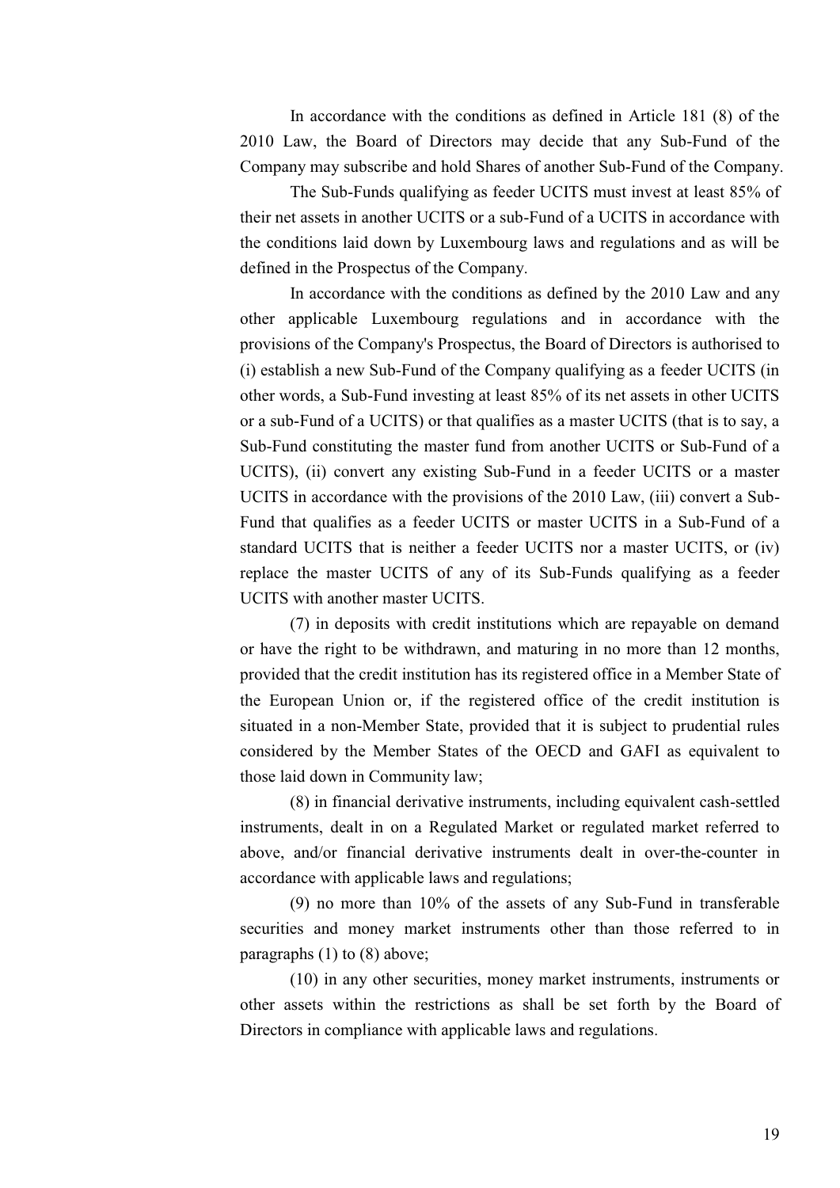In accordance with the conditions as defined in Article 181 (8) of the 2010 Law, the Board of Directors may decide that any Sub-Fund of the Company may subscribe and hold Shares of another Sub-Fund of the Company.

The Sub-Funds qualifying as feeder UCITS must invest at least 85% of their net assets in another UCITS or a sub-Fund of a UCITS in accordance with the conditions laid down by Luxembourg laws and regulations and as will be defined in the Prospectus of the Company.

In accordance with the conditions as defined by the 2010 Law and any other applicable Luxembourg regulations and in accordance with the provisions of the Company's Prospectus, the Board of Directors is authorised to (i) establish a new Sub-Fund of the Company qualifying as a feeder UCITS (in other words, a Sub-Fund investing at least 85% of its net assets in other UCITS or a sub-Fund of a UCITS) or that qualifies as a master UCITS (that is to say, a Sub-Fund constituting the master fund from another UCITS or Sub-Fund of a UCITS), (ii) convert any existing Sub-Fund in a feeder UCITS or a master UCITS in accordance with the provisions of the 2010 Law, (iii) convert a Sub-Fund that qualifies as a feeder UCITS or master UCITS in a Sub-Fund of a standard UCITS that is neither a feeder UCITS nor a master UCITS, or (iv) replace the master UCITS of any of its Sub-Funds qualifying as a feeder UCITS with another master UCITS.

(7) in deposits with credit institutions which are repayable on demand or have the right to be withdrawn, and maturing in no more than 12 months, provided that the credit institution has its registered office in a Member State of the European Union or, if the registered office of the credit institution is situated in a non-Member State, provided that it is subject to prudential rules considered by the Member States of the OECD and GAFI as equivalent to those laid down in Community law;

(8) in financial derivative instruments, including equivalent cash-settled instruments, dealt in on a Regulated Market or regulated market referred to above, and/or financial derivative instruments dealt in over-the-counter in accordance with applicable laws and regulations;

(9) no more than 10% of the assets of any Sub-Fund in transferable securities and money market instruments other than those referred to in paragraphs (1) to (8) above;

(10) in any other securities, money market instruments, instruments or other assets within the restrictions as shall be set forth by the Board of Directors in compliance with applicable laws and regulations.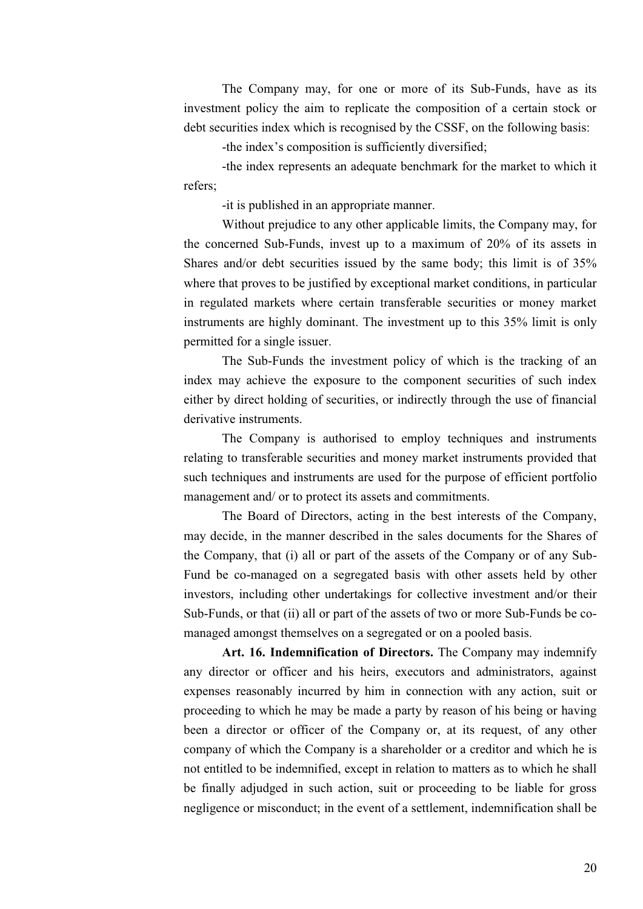The Company may, for one or more of its Sub-Funds, have as its investment policy the aim to replicate the composition of a certain stock or debt securities index which is recognised by the CSSF, on the following basis:

-the index's composition is sufficiently diversified;

-the index represents an adequate benchmark for the market to which it refers;

-it is published in an appropriate manner.

Without prejudice to any other applicable limits, the Company may, for the concerned Sub-Funds, invest up to a maximum of 20% of its assets in Shares and/or debt securities issued by the same body; this limit is of 35% where that proves to be justified by exceptional market conditions, in particular in regulated markets where certain transferable securities or money market instruments are highly dominant. The investment up to this 35% limit is only permitted for a single issuer.

The Sub-Funds the investment policy of which is the tracking of an index may achieve the exposure to the component securities of such index either by direct holding of securities, or indirectly through the use of financial derivative instruments.

The Company is authorised to employ techniques and instruments relating to transferable securities and money market instruments provided that such techniques and instruments are used for the purpose of efficient portfolio management and/ or to protect its assets and commitments.

The Board of Directors, acting in the best interests of the Company, may decide, in the manner described in the sales documents for the Shares of the Company, that (i) all or part of the assets of the Company or of any Sub-Fund be co-managed on a segregated basis with other assets held by other investors, including other undertakings for collective investment and/or their Sub-Funds, or that (ii) all or part of the assets of two or more Sub-Funds be co-managed amongst themselves on a segregated or on a pooled basis.

**Art. 16. Indemnification of Directors.** The Company may indemnify any director or officer and his heirs, executors and administrators, against expenses reasonably incurred by him in connection with any action, suit or proceeding to which he may be made a party by reason of his being or having been a director or officer of the Company or, at its request, of any other company of which the Company is a shareholder or a creditor and which he is not entitled to be indemnified, except in relation to matters as to which he shall be finally adjudged in such action, suit or proceeding to be liable for gross negligence or misconduct; in the event of a settlement, indemnification shall be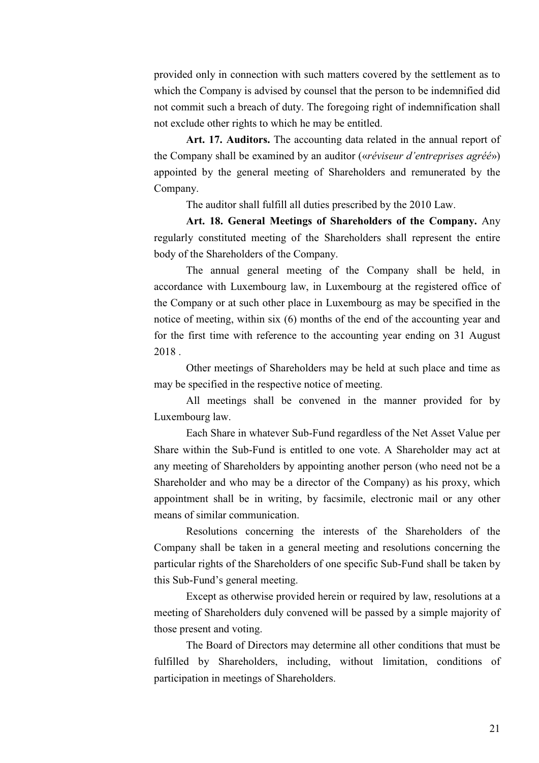provided only in connection with such matters covered by the settlement as to which the Company is advised by counsel that the person to be indemnified did not commit such a breach of duty. The foregoing right of indemnification shall not exclude other rights to which he may be entitled.

**Art. 17. Auditors.** The accounting data related in the annual report of the Company shall be examined by an auditor («*réviseur d'entreprises agréé*») appointed by the general meeting of Shareholders and remunerated by the Company.

The auditor shall fulfill all duties prescribed by the 2010 Law.

**Art. 18. General Meetings of Shareholders of the Company.** Any regularly constituted meeting of the Shareholders shall represent the entire body of the Shareholders of the Company.

The annual general meeting of the Company shall be held, in accordance with Luxembourg law, in Luxembourg at the registered office of the Company or at such other place in Luxembourg as may be specified in the notice of meeting, within six (6) months of the end of the accounting year and for the first time with reference to the accounting year ending on 31 August 2018 .

Other meetings of Shareholders may be held at such place and time as may be specified in the respective notice of meeting.

All meetings shall be convened in the manner provided for by Luxembourg law.

Each Share in whatever Sub-Fund regardless of the Net Asset Value per Share within the Sub-Fund is entitled to one vote. A Shareholder may act at any meeting of Shareholders by appointing another person (who need not be a Shareholder and who may be a director of the Company) as his proxy, which appointment shall be in writing, by facsimile, electronic mail or any other means of similar communication.

Resolutions concerning the interests of the Shareholders of the Company shall be taken in a general meeting and resolutions concerning the particular rights of the Shareholders of one specific Sub-Fund shall be taken by this Sub-Fund's general meeting.

Except as otherwise provided herein or required by law, resolutions at a meeting of Shareholders duly convened will be passed by a simple majority of those present and voting.

The Board of Directors may determine all other conditions that must be fulfilled by Shareholders, including, without limitation, conditions of participation in meetings of Shareholders.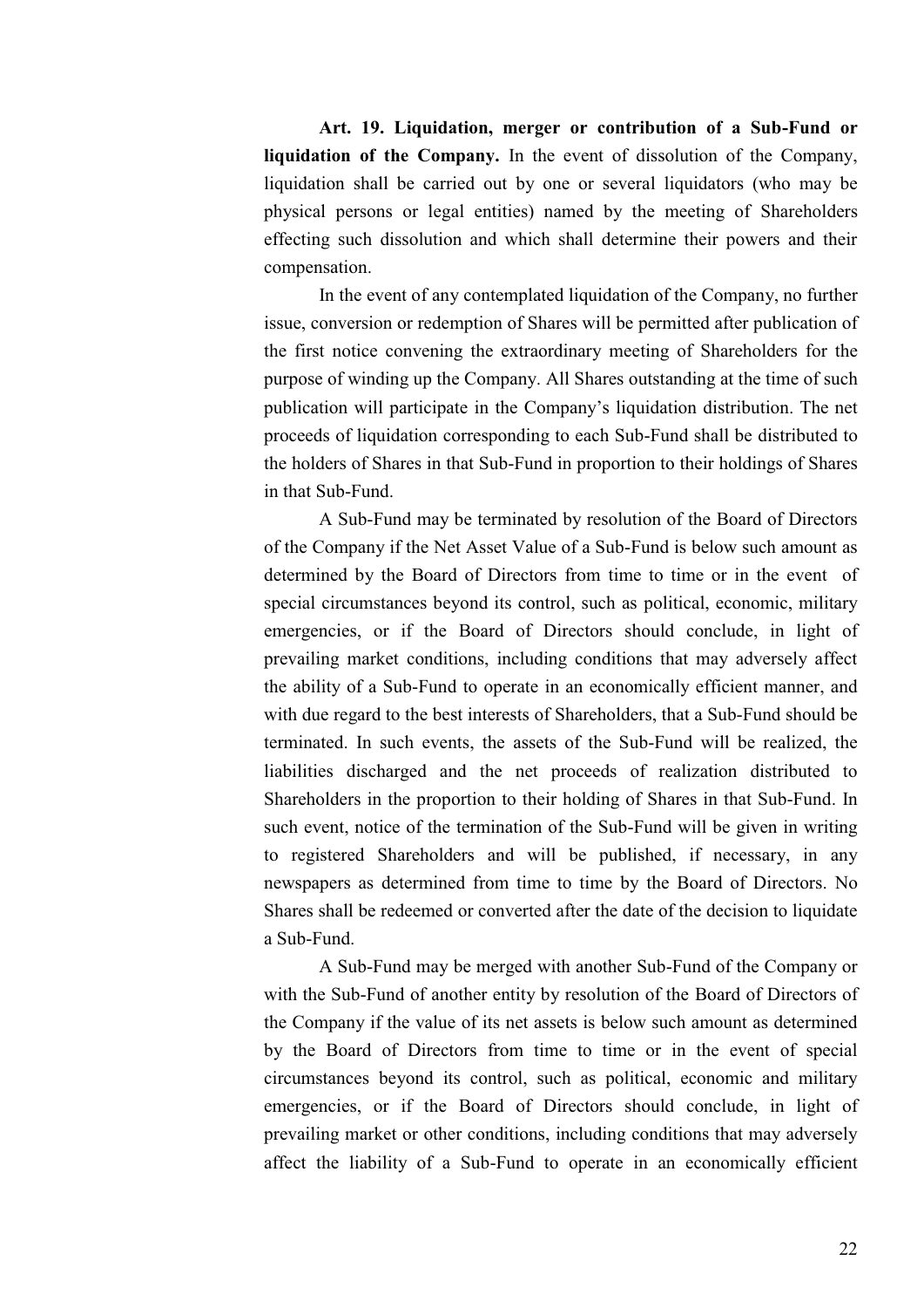**Art. 19. Liquidation, merger or contribution of a Sub-Fund or liquidation of the Company.** In the event of dissolution of the Company, liquidation shall be carried out by one or several liquidators (who may be physical persons or legal entities) named by the meeting of Shareholders effecting such dissolution and which shall determine their powers and their compensation.

In the event of any contemplated liquidation of the Company, no further issue, conversion or redemption of Shares will be permitted after publication of the first notice convening the extraordinary meeting of Shareholders for the purpose of winding up the Company. All Shares outstanding at the time of such publication will participate in the Company's liquidation distribution. The net proceeds of liquidation corresponding to each Sub-Fund shall be distributed to the holders of Shares in that Sub-Fund in proportion to their holdings of Shares in that Sub-Fund.

A Sub-Fund may be terminated by resolution of the Board of Directors of the Company if the Net Asset Value of a Sub-Fund is below such amount as determined by the Board of Directors from time to time or in the event of special circumstances beyond its control, such as political, economic, military emergencies, or if the Board of Directors should conclude, in light of prevailing market conditions, including conditions that may adversely affect the ability of a Sub-Fund to operate in an economically efficient manner, and with due regard to the best interests of Shareholders, that a Sub-Fund should be terminated. In such events, the assets of the Sub-Fund will be realized, the liabilities discharged and the net proceeds of realization distributed to Shareholders in the proportion to their holding of Shares in that Sub-Fund. In such event, notice of the termination of the Sub-Fund will be given in writing to registered Shareholders and will be published, if necessary, in any newspapers as determined from time to time by the Board of Directors. No Shares shall be redeemed or converted after the date of the decision to liquidate a Sub-Fund.

A Sub-Fund may be merged with another Sub-Fund of the Company or with the Sub-Fund of another entity by resolution of the Board of Directors of the Company if the value of its net assets is below such amount as determined by the Board of Directors from time to time or in the event of special circumstances beyond its control, such as political, economic and military emergencies, or if the Board of Directors should conclude, in light of prevailing market or other conditions, including conditions that may adversely affect the liability of a Sub-Fund to operate in an economically efficient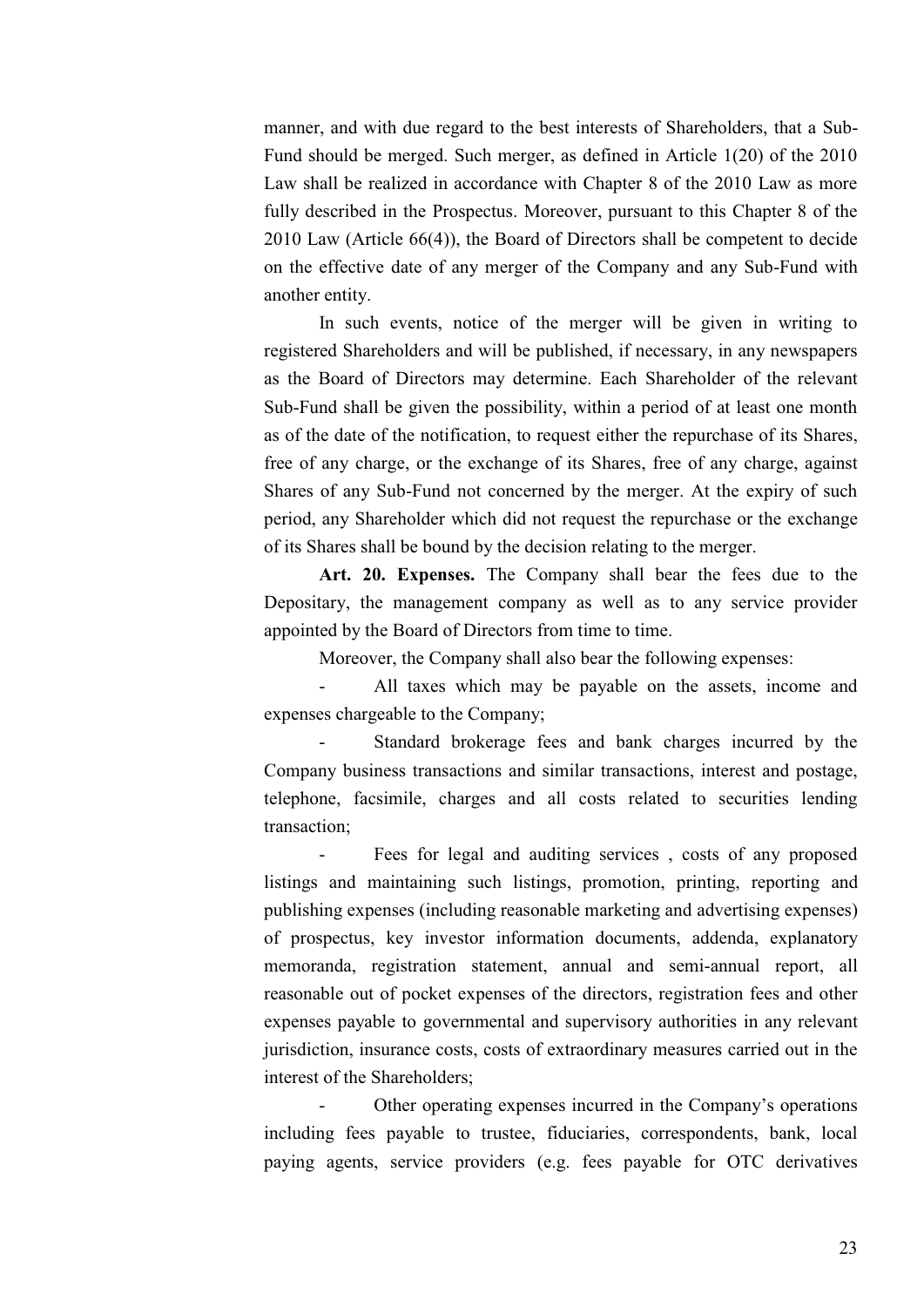manner, and with due regard to the best interests of Shareholders, that a Sub-Fund should be merged. Such merger, as defined in Article 1(20) of the 2010 Law shall be realized in accordance with Chapter 8 of the 2010 Law as more fully described in the Prospectus. Moreover, pursuant to this Chapter 8 of the 2010 Law (Article 66(4)), the Board of Directors shall be competent to decide on the effective date of any merger of the Company and any Sub-Fund with another entity.

In such events, notice of the merger will be given in writing to registered Shareholders and will be published, if necessary, in any newspapers as the Board of Directors may determine. Each Shareholder of the relevant Sub-Fund shall be given the possibility, within a period of at least one month as of the date of the notification, to request either the repurchase of its Shares, free of any charge, or the exchange of its Shares, free of any charge, against Shares of any Sub-Fund not concerned by the merger. At the expiry of such period, any Shareholder which did not request the repurchase or the exchange of its Shares shall be bound by the decision relating to the merger.

**Art. 20. Expenses.** The Company shall bear the fees due to the Depositary, the management company as well as to any service provider appointed by the Board of Directors from time to time.

Moreover, the Company shall also bear the following expenses:

- All taxes which may be payable on the assets, income and expenses chargeable to the Company;
- Standard brokerage fees and bank charges incurred by the Company business transactions and similar transactions, interest and postage, telephone, facsimile, charges and all costs related to securities lending transaction;
- Fees for legal and auditing services , costs of any proposed listings and maintaining such listings, promotion, printing, reporting and publishing expenses (including reasonable marketing and advertising expenses) of prospectus, key investor information documents, addenda, explanatory memoranda, registration statement, annual and semi-annual report, all reasonable out of pocket expenses of the directors, registration fees and other expenses payable to governmental and supervisory authorities in any relevant jurisdiction, insurance costs, costs of extraordinary measures carried out in the interest of the Shareholders;
- Other operating expenses incurred in the Company's operations including fees payable to trustee, fiduciaries, correspondents, bank, local paying agents, service providers (e.g. fees payable for OTC derivatives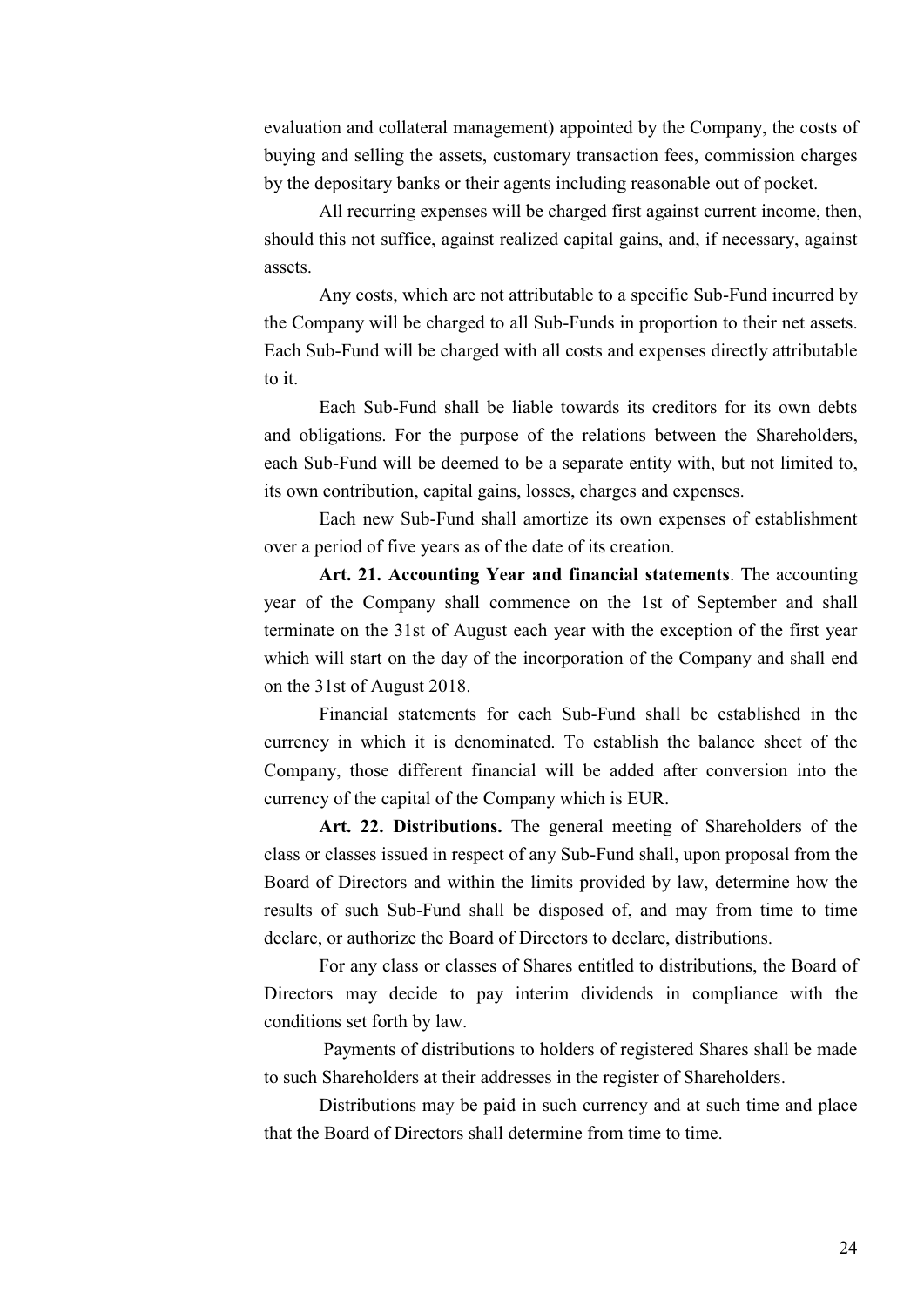evaluation and collateral management) appointed by the Company, the costs of buying and selling the assets, customary transaction fees, commission charges by the depositary banks or their agents including reasonable out of pocket.

All recurring expenses will be charged first against current income, then, should this not suffice, against realized capital gains, and, if necessary, against assets.

Any costs, which are not attributable to a specific Sub-Fund incurred by the Company will be charged to all Sub-Funds in proportion to their net assets. Each Sub-Fund will be charged with all costs and expenses directly attributable to it.

Each Sub-Fund shall be liable towards its creditors for its own debts and obligations. For the purpose of the relations between the Shareholders, each Sub-Fund will be deemed to be a separate entity with, but not limited to, its own contribution, capital gains, losses, charges and expenses.

Each new Sub-Fund shall amortize its own expenses of establishment over a period of five years as of the date of its creation.

**Art. 21. Accounting Year and financial statements**. The accounting year of the Company shall commence on the 1st of September and shall terminate on the 31st of August each year with the exception of the first year which will start on the day of the incorporation of the Company and shall end on the 31st of August 2018.

Financial statements for each Sub-Fund shall be established in the currency in which it is denominated. To establish the balance sheet of the Company, those different financial will be added after conversion into the currency of the capital of the Company which is EUR.

**Art. 22. Distributions.** The general meeting of Shareholders of the class or classes issued in respect of any Sub-Fund shall, upon proposal from the Board of Directors and within the limits provided by law, determine how the results of such Sub-Fund shall be disposed of, and may from time to time declare, or authorize the Board of Directors to declare, distributions.

For any class or classes of Shares entitled to distributions, the Board of Directors may decide to pay interim dividends in compliance with the conditions set forth by law.

Payments of distributions to holders of registered Shares shall be made to such Shareholders at their addresses in the register of Shareholders.

Distributions may be paid in such currency and at such time and place that the Board of Directors shall determine from time to time.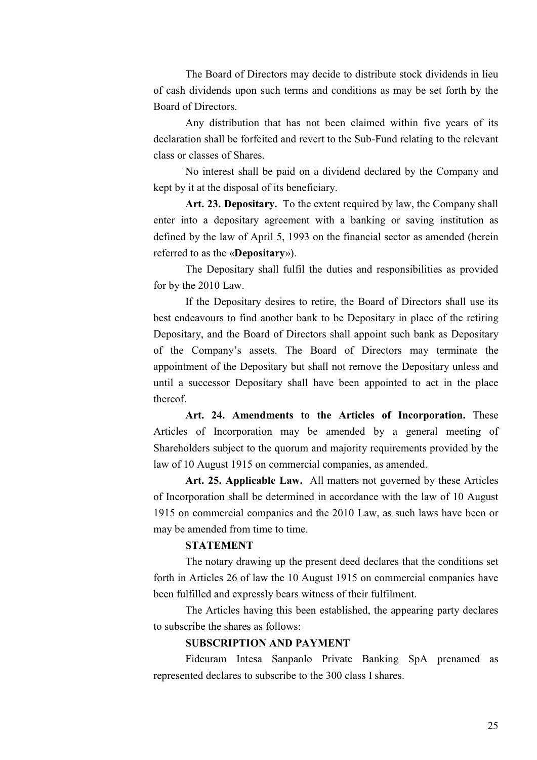The Board of Directors may decide to distribute stock dividends in lieu of cash dividends upon such terms and conditions as may be set forth by the Board of Directors.

Any distribution that has not been claimed within five years of its declaration shall be forfeited and revert to the Sub-Fund relating to the relevant class or classes of Shares.

No interest shall be paid on a dividend declared by the Company and kept by it at the disposal of its beneficiary.

**Art. 23. Depositary.** To the extent required by law, the Company shall enter into a depositary agreement with a banking or saving institution as defined by the law of April 5, 1993 on the financial sector as amended (herein referred to as the «**Depositary**»).

The Depositary shall fulfil the duties and responsibilities as provided for by the 2010 Law.

If the Depositary desires to retire, the Board of Directors shall use its best endeavours to find another bank to be Depositary in place of the retiring Depositary, and the Board of Directors shall appoint such bank as Depositary of the Company's assets. The Board of Directors may terminate the appointment of the Depositary but shall not remove the Depositary unless and until a successor Depositary shall have been appointed to act in the place thereof.

**Art. 24. Amendments to the Articles of Incorporation.** These Articles of Incorporation may be amended by a general meeting of Shareholders subject to the quorum and majority requirements provided by the law of 10 August 1915 on commercial companies, as amended.

**Art. 25. Applicable Law.** All matters not governed by these Articles of Incorporation shall be determined in accordance with the law of 10 August 1915 on commercial companies and the 2010 Law, as such laws have been or may be amended from time to time.

**STATEMENT**

The notary drawing up the present deed declares that the conditions set forth in Articles 26 of law the 10 August 1915 on commercial companies have been fulfilled and expressly bears witness of their fulfilment.

The Articles having this been established, the appearing party declares to subscribe the shares as follows:

**SUBSCRIPTION AND PAYMENT**

Fideuram Intesa Sanpaolo Private Banking SpA prenamed as represented declares to subscribe to the 300 class I shares.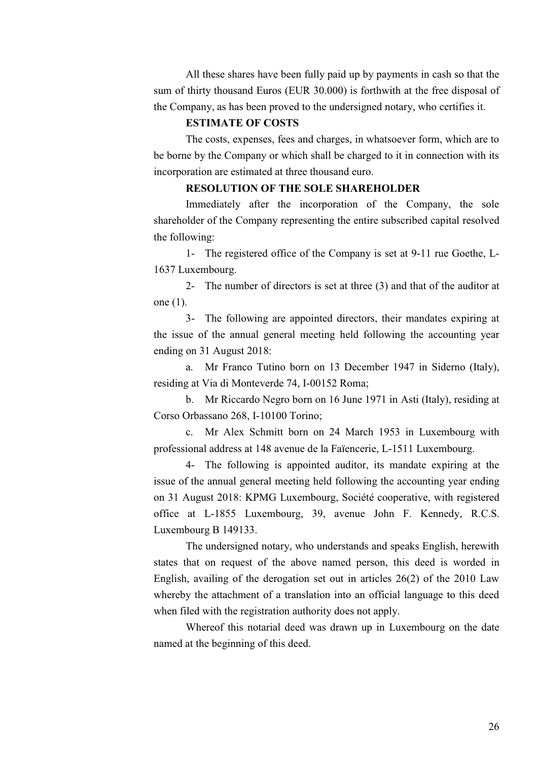All these shares have been fully paid up by payments in cash so that the sum of thirty thousand Euros (EUR 30.000) is forthwith at the free disposal of the Company, as has been proved to the undersigned notary, who certifies it.

**ESTIMATE OF COSTS**

The costs, expenses, fees and charges, in whatsoever form, which are to be borne by the Company or which shall be charged to it in connection with its incorporation are estimated at three thousand euro.

**RESOLUTION OF THE SOLE SHAREHOLDER**

Immediately after the incorporation of the Company, the sole shareholder of the Company representing the entire subscribed capital resolved the following:

1- The registered office of the Company is set at 9-11 rue Goethe, L-1637 Luxembourg.

2- The number of directors is set at three (3) and that of the auditor at one (1).

3- The following are appointed directors, their mandates expiring at the issue of the annual general meeting held following the accounting year ending on 31 August 2018:

a. Mr Franco Tutino born on 13 December 1947 in Siderno (Italy), residing at Via di Monteverde 74, I-00152 Roma;

b. Mr Riccardo Negro born on 16 June 1971 in Asti (Italy), residing at Corso Orbassano 268, I-10100 Torino;

c. Mr Alex Schmitt born on 24 March 1953 in Luxembourg with professional address at 148 avenue de la Faïencerie, L-1511 Luxembourg.

4- The following is appointed auditor, its mandate expiring at the issue of the annual general meeting held following the accounting year ending on 31 August 2018: KPMG Luxembourg, Société cooperative, with registered office at L-1855 Luxembourg, 39, avenue John F. Kennedy, R.C.S. Luxembourg B 149133.

The undersigned notary, who understands and speaks English, herewith states that on request of the above named person, this deed is worded in English, availing of the derogation set out in articles 26(2) of the 2010 Law whereby the attachment of a translation into an official language to this deed when filed with the registration authority does not apply.

Whereof this notarial deed was drawn up in Luxembourg on the date named at the beginning of this deed.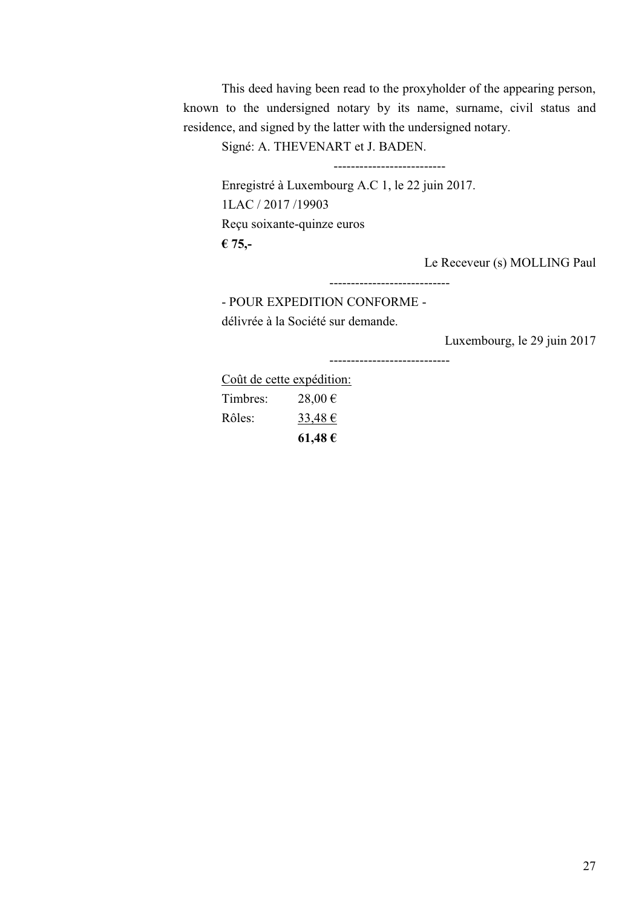This deed having been read to the proxyholder of the appearing person, known to the undersigned notary by its name, surname, civil status and residence, and signed by the latter with the undersigned notary.

Signé: A. THEVENART et J. BADEN.

-------------------------

Enregistré à Luxembourg A.C 1, le 22 juin 2017.

1LAC / 2017 /19903

Reçu soixante-quinze euros

**€ 75,-**

Le Receveur (s) MOLLING Paul

----------------------------

\- POUR EXPEDITION CONFORME -

délivrée à la Société sur demande.

Luxembourg, le 29 juin 2017

----------------------------

<u>Coût de cette expédition:</u>

| | |
|---|---|
| Timbres: | 28,00 € |
| Rôles: | <u>33,48 €</u> |
| | **61,48 €** |